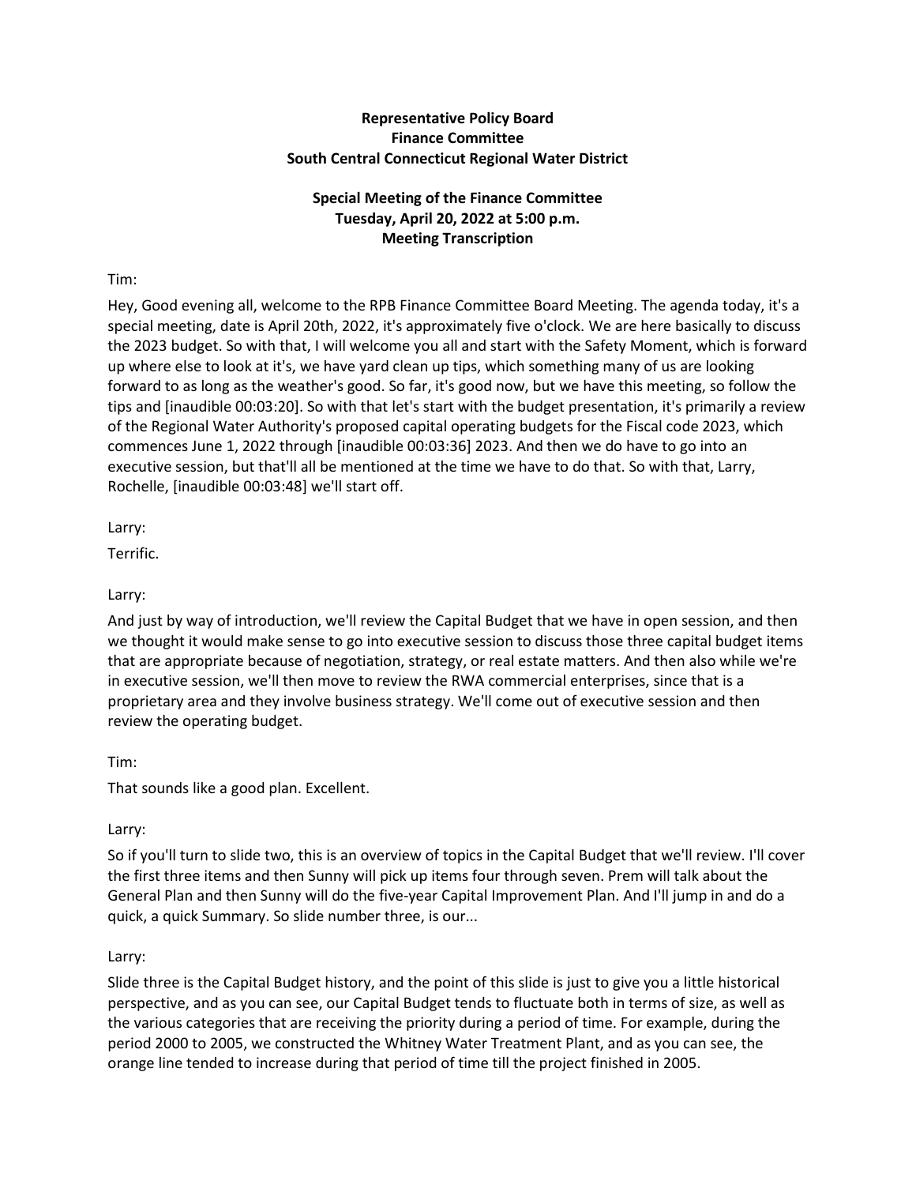**Representative Policy Board**
**Finance Committee**
**South Central Connecticut Regional Water District**

**Special Meeting of the Finance Committee**
**Tuesday, April 20, 2022 at 5:00 p.m.**
**Meeting Transcription**

Tim:

Hey, Good evening all, welcome to the RPB Finance Committee Board Meeting. The agenda today, it's a special meeting, date is April 20th, 2022, it's approximately five o'clock. We are here basically to discuss the 2023 budget. So with that, I will welcome you all and start with the Safety Moment, which is forward up where else to look at it's, we have yard clean up tips, which something many of us are looking forward to as long as the weather's good. So far, it's good now, but we have this meeting, so follow the tips and [inaudible 00:03:20]. So with that let's start with the budget presentation, it's primarily a review of the Regional Water Authority's proposed capital operating budgets for the Fiscal code 2023, which commences June 1, 2022 through [inaudible 00:03:36] 2023. And then we do have to go into an executive session, but that'll all be mentioned at the time we have to do that. So with that, Larry, Rochelle, [inaudible 00:03:48] we'll start off.

Larry:

Terrific.

Larry:

And just by way of introduction, we'll review the Capital Budget that we have in open session, and then we thought it would make sense to go into executive session to discuss those three capital budget items that are appropriate because of negotiation, strategy, or real estate matters. And then also while we're in executive session, we'll then move to review the RWA commercial enterprises, since that is a proprietary area and they involve business strategy. We'll come out of executive session and then review the operating budget.

Tim:

That sounds like a good plan. Excellent.

Larry:

So if you'll turn to slide two, this is an overview of topics in the Capital Budget that we'll review. I'll cover the first three items and then Sunny will pick up items four through seven. Prem will talk about the General Plan and then Sunny will do the five-year Capital Improvement Plan. And I'll jump in and do a quick, a quick Summary. So slide number three, is our...

Larry:

Slide three is the Capital Budget history, and the point of this slide is just to give you a little historical perspective, and as you can see, our Capital Budget tends to fluctuate both in terms of size, as well as the various categories that are receiving the priority during a period of time. For example, during the period 2000 to 2005, we constructed the Whitney Water Treatment Plant, and as you can see, the orange line tended to increase during that period of time till the project finished in 2005.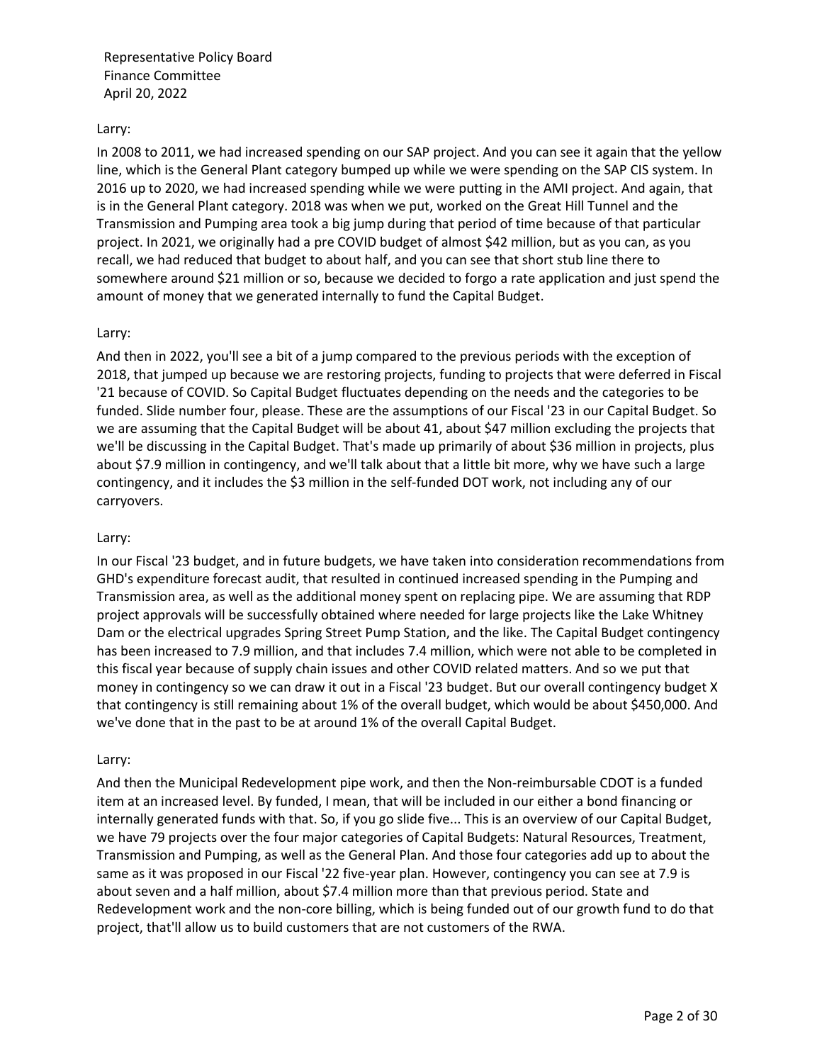Larry:

In 2008 to 2011, we had increased spending on our SAP project. And you can see it again that the yellow line, which is the General Plant category bumped up while we were spending on the SAP CIS system. In 2016 up to 2020, we had increased spending while we were putting in the AMI project. And again, that is in the General Plant category. 2018 was when we put, worked on the Great Hill Tunnel and the Transmission and Pumping area took a big jump during that period of time because of that particular project. In 2021, we originally had a pre COVID budget of almost $42 million, but as you can, as you recall, we had reduced that budget to about half, and you can see that short stub line there to somewhere around $21 million or so, because we decided to forgo a rate application and just spend the amount of money that we generated internally to fund the Capital Budget.

Larry:

And then in 2022, you'll see a bit of a jump compared to the previous periods with the exception of 2018, that jumped up because we are restoring projects, funding to projects that were deferred in Fiscal '21 because of COVID. So Capital Budget fluctuates depending on the needs and the categories to be funded. Slide number four, please. These are the assumptions of our Fiscal '23 in our Capital Budget. So we are assuming that the Capital Budget will be about 41, about $47 million excluding the projects that we'll be discussing in the Capital Budget. That's made up primarily of about $36 million in projects, plus about $7.9 million in contingency, and we'll talk about that a little bit more, why we have such a large contingency, and it includes the $3 million in the self-funded DOT work, not including any of our carryovers.

Larry:

In our Fiscal '23 budget, and in future budgets, we have taken into consideration recommendations from GHD's expenditure forecast audit, that resulted in continued increased spending in the Pumping and Transmission area, as well as the additional money spent on replacing pipe. We are assuming that RDP project approvals will be successfully obtained where needed for large projects like the Lake Whitney Dam or the electrical upgrades Spring Street Pump Station, and the like. The Capital Budget contingency has been increased to 7.9 million, and that includes 7.4 million, which were not able to be completed in this fiscal year because of supply chain issues and other COVID related matters. And so we put that money in contingency so we can draw it out in a Fiscal '23 budget. But our overall contingency budget X that contingency is still remaining about 1% of the overall budget, which would be about $450,000. And we've done that in the past to be at around 1% of the overall Capital Budget.

Larry:

And then the Municipal Redevelopment pipe work, and then the Non-reimbursable CDOT is a funded item at an increased level. By funded, I mean, that will be included in our either a bond financing or internally generated funds with that. So, if you go slide five... This is an overview of our Capital Budget, we have 79 projects over the four major categories of Capital Budgets: Natural Resources, Treatment, Transmission and Pumping, as well as the General Plan. And those four categories add up to about the same as it was proposed in our Fiscal '22 five-year plan. However, contingency you can see at 7.9 is about seven and a half million, about $7.4 million more than that previous period. State and Redevelopment work and the non-core billing, which is being funded out of our growth fund to do that project, that'll allow us to build customers that are not customers of the RWA.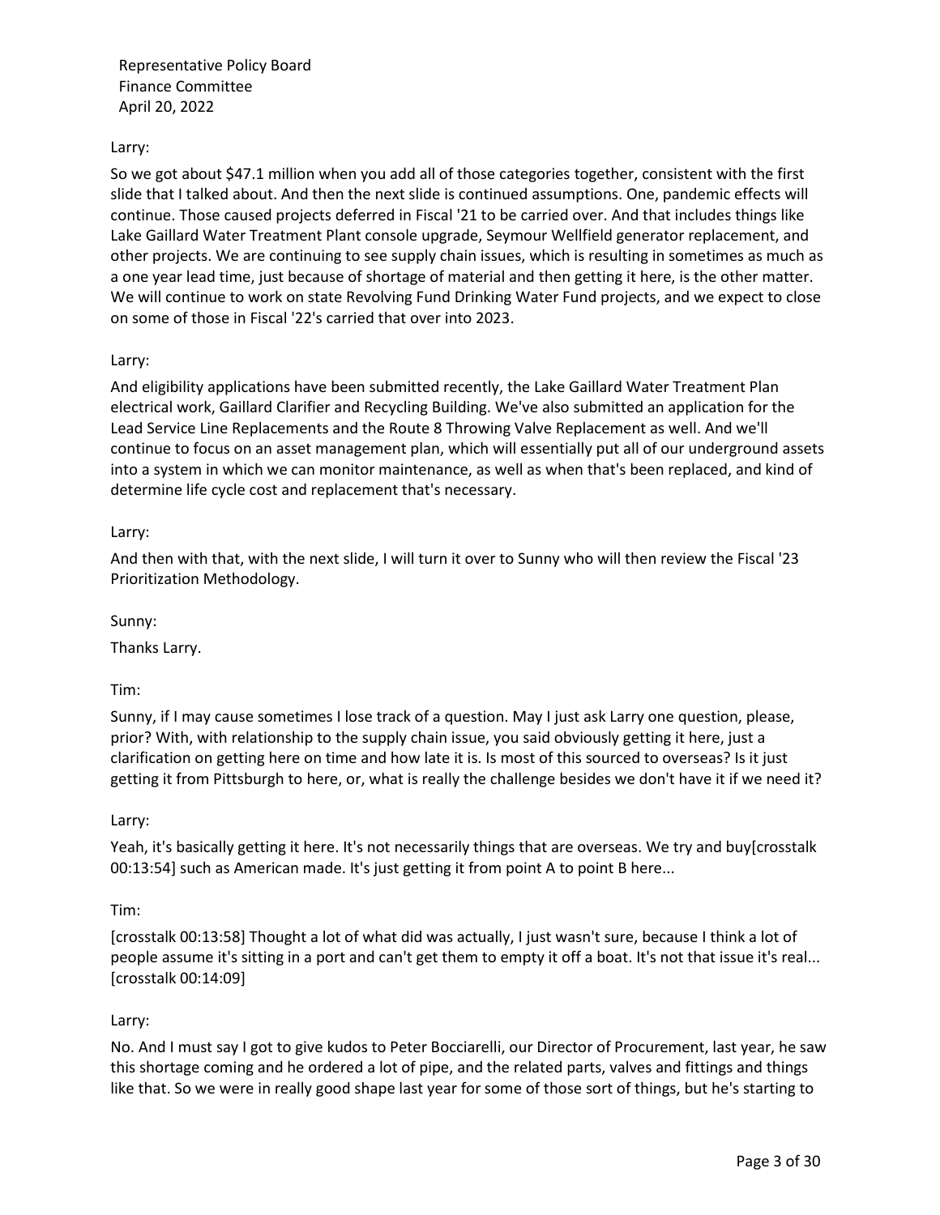Larry:

So we got about $47.1 million when you add all of those categories together, consistent with the first slide that I talked about. And then the next slide is continued assumptions. One, pandemic effects will continue. Those caused projects deferred in Fiscal '21 to be carried over. And that includes things like Lake Gaillard Water Treatment Plant console upgrade, Seymour Wellfield generator replacement, and other projects. We are continuing to see supply chain issues, which is resulting in sometimes as much as a one year lead time, just because of shortage of material and then getting it here, is the other matter. We will continue to work on state Revolving Fund Drinking Water Fund projects, and we expect to close on some of those in Fiscal '22's carried that over into 2023.

Larry:

And eligibility applications have been submitted recently, the Lake Gaillard Water Treatment Plan electrical work, Gaillard Clarifier and Recycling Building. We've also submitted an application for the Lead Service Line Replacements and the Route 8 Throwing Valve Replacement as well. And we'll continue to focus on an asset management plan, which will essentially put all of our underground assets into a system in which we can monitor maintenance, as well as when that's been replaced, and kind of determine life cycle cost and replacement that's necessary.

Larry:

And then with that, with the next slide, I will turn it over to Sunny who will then review the Fiscal '23 Prioritization Methodology.

Sunny:

Thanks Larry.

Tim:

Sunny, if I may cause sometimes I lose track of a question. May I just ask Larry one question, please, prior? With, with relationship to the supply chain issue, you said obviously getting it here, just a clarification on getting here on time and how late it is. Is most of this sourced to overseas? Is it just getting it from Pittsburgh to here, or, what is really the challenge besides we don't have it if we need it?

Larry:

Yeah, it's basically getting it here. It's not necessarily things that are overseas. We try and buy[crosstalk 00:13:54] such as American made. It's just getting it from point A to point B here...

Tim:

[crosstalk 00:13:58] Thought a lot of what did was actually, I just wasn't sure, because I think a lot of people assume it's sitting in a port and can't get them to empty it off a boat. It's not that issue it's real... [crosstalk 00:14:09]

Larry:

No. And I must say I got to give kudos to Peter Bocciarelli, our Director of Procurement, last year, he saw this shortage coming and he ordered a lot of pipe, and the related parts, valves and fittings and things like that. So we were in really good shape last year for some of those sort of things, but he's starting to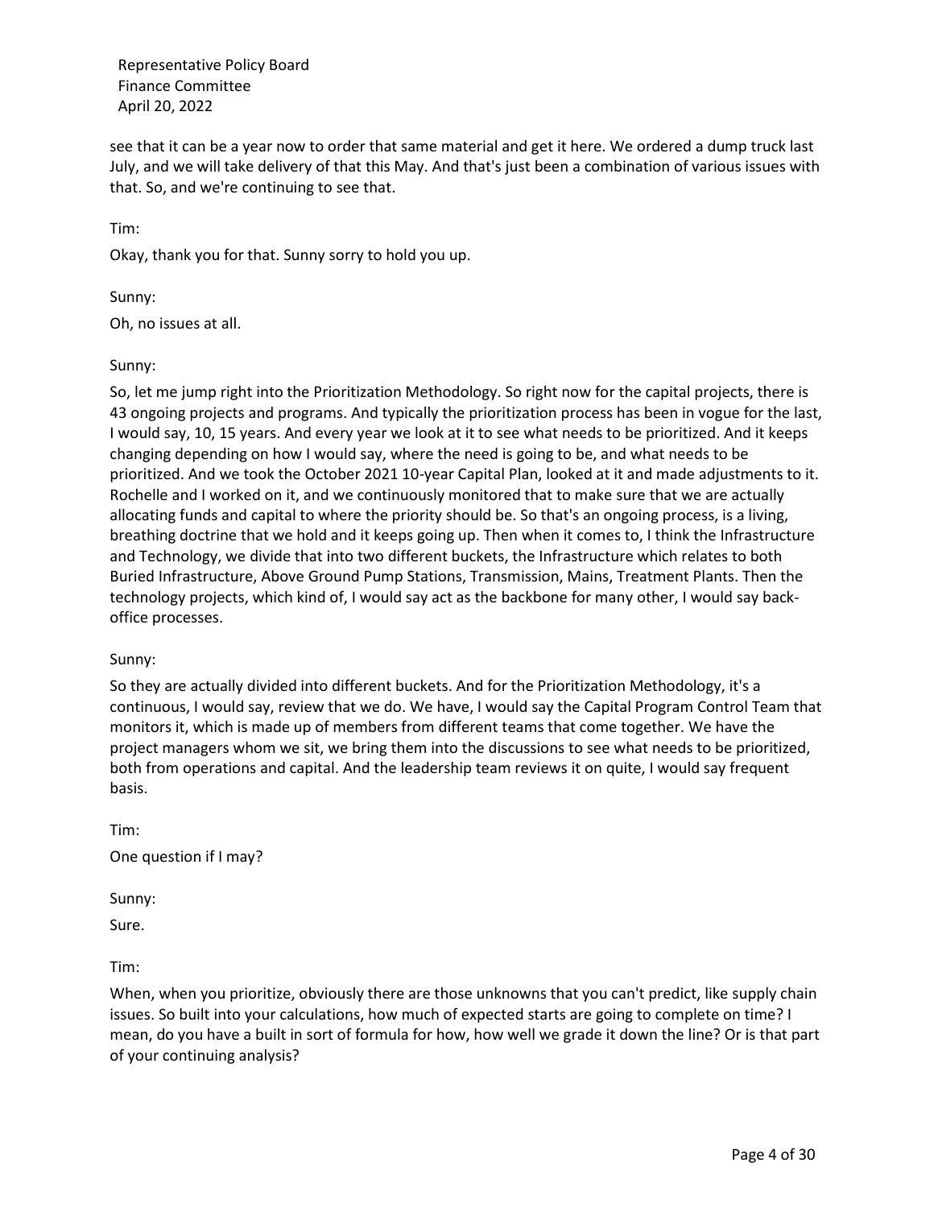see that it can be a year now to order that same material and get it here. We ordered a dump truck last July, and we will take delivery of that this May. And that's just been a combination of various issues with that. So, and we're continuing to see that.

Tim:

Okay, thank you for that. Sunny sorry to hold you up.

Sunny:

Oh, no issues at all.

Sunny:

So, let me jump right into the Prioritization Methodology. So right now for the capital projects, there is 43 ongoing projects and programs. And typically the prioritization process has been in vogue for the last, I would say, 10, 15 years. And every year we look at it to see what needs to be prioritized. And it keeps changing depending on how I would say, where the need is going to be, and what needs to be prioritized. And we took the October 2021 10-year Capital Plan, looked at it and made adjustments to it. Rochelle and I worked on it, and we continuously monitored that to make sure that we are actually allocating funds and capital to where the priority should be. So that's an ongoing process, is a living, breathing doctrine that we hold and it keeps going up. Then when it comes to, I think the Infrastructure and Technology, we divide that into two different buckets, the Infrastructure which relates to both Buried Infrastructure, Above Ground Pump Stations, Transmission, Mains, Treatment Plants. Then the technology projects, which kind of, I would say act as the backbone for many other, I would say back-office processes.

Sunny:

So they are actually divided into different buckets. And for the Prioritization Methodology, it's a continuous, I would say, review that we do. We have, I would say the Capital Program Control Team that monitors it, which is made up of members from different teams that come together. We have the project managers whom we sit, we bring them into the discussions to see what needs to be prioritized, both from operations and capital. And the leadership team reviews it on quite, I would say frequent basis.

Tim:

One question if I may?

Sunny:

Sure.

Tim:

When, when you prioritize, obviously there are those unknowns that you can't predict, like supply chain issues. So built into your calculations, how much of expected starts are going to complete on time? I mean, do you have a built in sort of formula for how, how well we grade it down the line? Or is that part of your continuing analysis?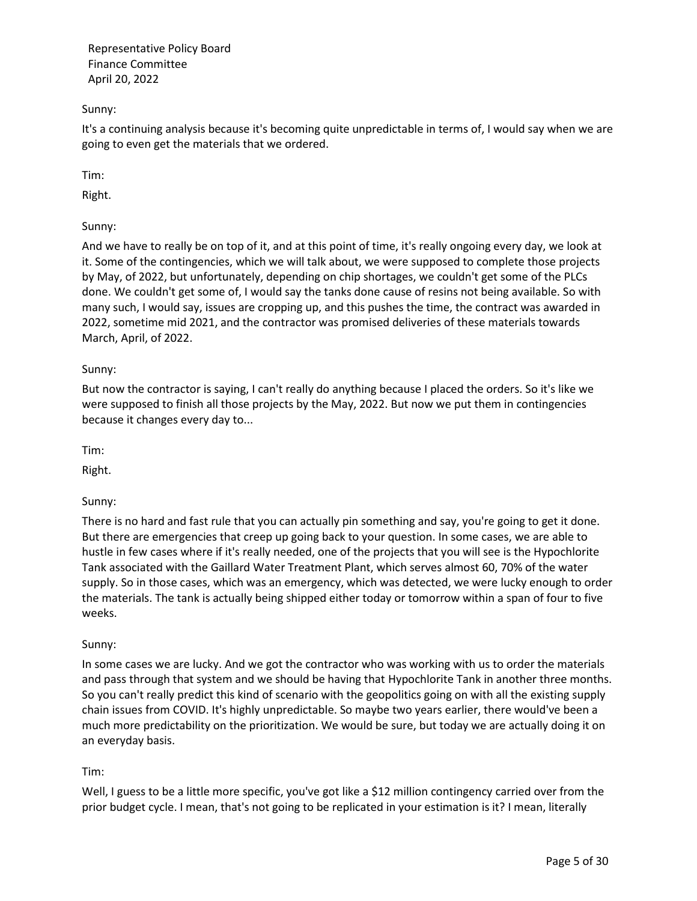Sunny:

It's a continuing analysis because it's becoming quite unpredictable in terms of, I would say when we are going to even get the materials that we ordered.

Tim:

Right.

Sunny:

And we have to really be on top of it, and at this point of time, it's really ongoing every day, we look at it. Some of the contingencies, which we will talk about, we were supposed to complete those projects by May, of 2022, but unfortunately, depending on chip shortages, we couldn't get some of the PLCs done. We couldn't get some of, I would say the tanks done cause of resins not being available. So with many such, I would say, issues are cropping up, and this pushes the time, the contract was awarded in 2022, sometime mid 2021, and the contractor was promised deliveries of these materials towards March, April, of 2022.

Sunny:

But now the contractor is saying, I can't really do anything because I placed the orders. So it's like we were supposed to finish all those projects by the May, 2022. But now we put them in contingencies because it changes every day to...

Tim:

Right.

Sunny:

There is no hard and fast rule that you can actually pin something and say, you're going to get it done. But there are emergencies that creep up going back to your question. In some cases, we are able to hustle in few cases where if it's really needed, one of the projects that you will see is the Hypochlorite Tank associated with the Gaillard Water Treatment Plant, which serves almost 60, 70% of the water supply. So in those cases, which was an emergency, which was detected, we were lucky enough to order the materials. The tank is actually being shipped either today or tomorrow within a span of four to five weeks.

Sunny:

In some cases we are lucky. And we got the contractor who was working with us to order the materials and pass through that system and we should be having that Hypochlorite Tank in another three months. So you can't really predict this kind of scenario with the geopolitics going on with all the existing supply chain issues from COVID. It's highly unpredictable. So maybe two years earlier, there would've been a much more predictability on the prioritization. We would be sure, but today we are actually doing it on an everyday basis.

Tim:

Well, I guess to be a little more specific, you've got like a $12 million contingency carried over from the prior budget cycle. I mean, that's not going to be replicated in your estimation is it? I mean, literally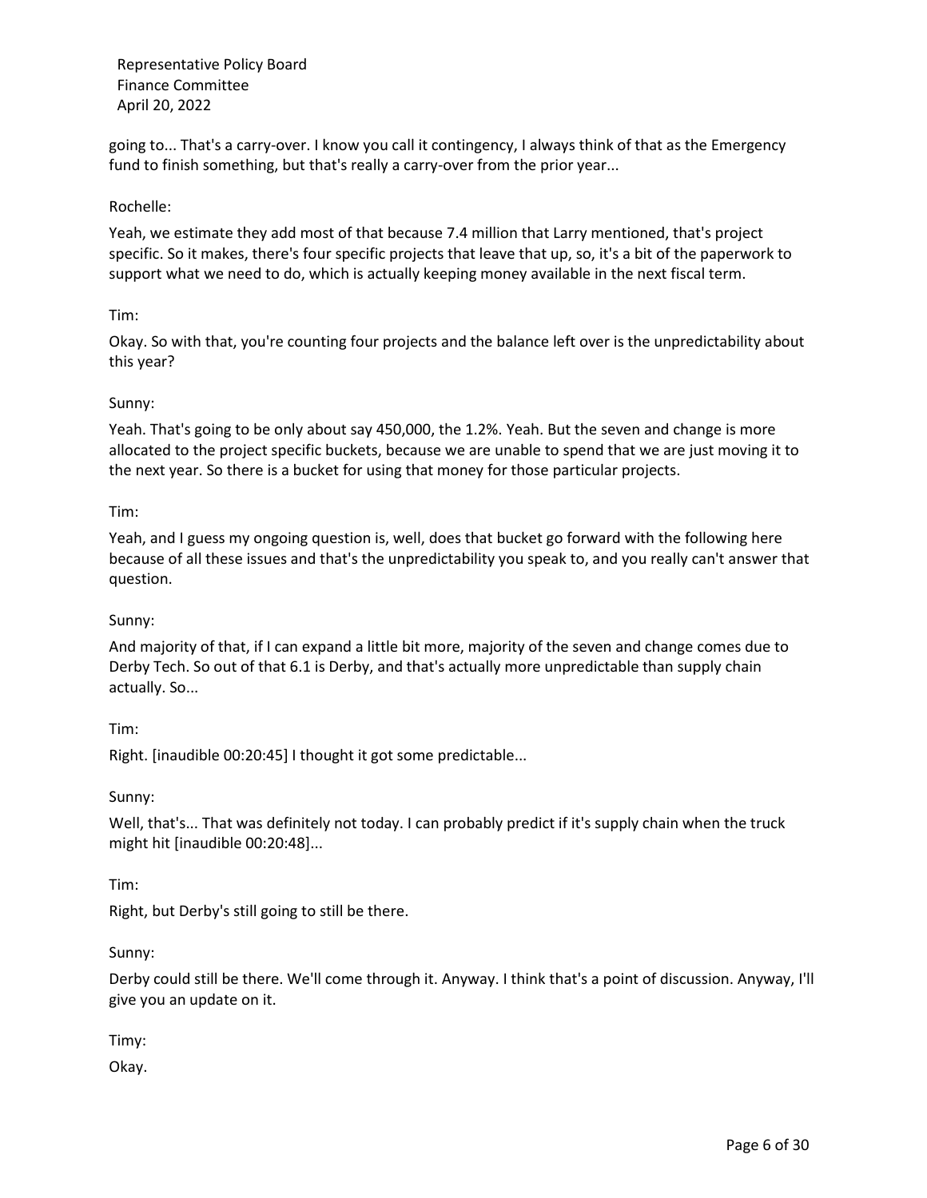going to... That's a carry-over. I know you call it contingency, I always think of that as the Emergency fund to finish something, but that's really a carry-over from the prior year...

Rochelle:

Yeah, we estimate they add most of that because 7.4 million that Larry mentioned, that's project specific. So it makes, there's four specific projects that leave that up, so, it's a bit of the paperwork to support what we need to do, which is actually keeping money available in the next fiscal term.

Tim:

Okay. So with that, you're counting four projects and the balance left over is the unpredictability about this year?

Sunny:

Yeah. That's going to be only about say 450,000, the 1.2%. Yeah. But the seven and change is more allocated to the project specific buckets, because we are unable to spend that we are just moving it to the next year. So there is a bucket for using that money for those particular projects.

Tim:

Yeah, and I guess my ongoing question is, well, does that bucket go forward with the following here because of all these issues and that's the unpredictability you speak to, and you really can't answer that question.

Sunny:

And majority of that, if I can expand a little bit more, majority of the seven and change comes due to Derby Tech. So out of that 6.1 is Derby, and that's actually more unpredictable than supply chain actually. So...

Tim:

Right. [inaudible 00:20:45] I thought it got some predictable...

Sunny:

Well, that's... That was definitely not today. I can probably predict if it's supply chain when the truck might hit [inaudible 00:20:48]...

Tim:

Right, but Derby's still going to still be there.

Sunny:

Derby could still be there. We'll come through it. Anyway. I think that's a point of discussion. Anyway, I'll give you an update on it.

Timy:

Okay.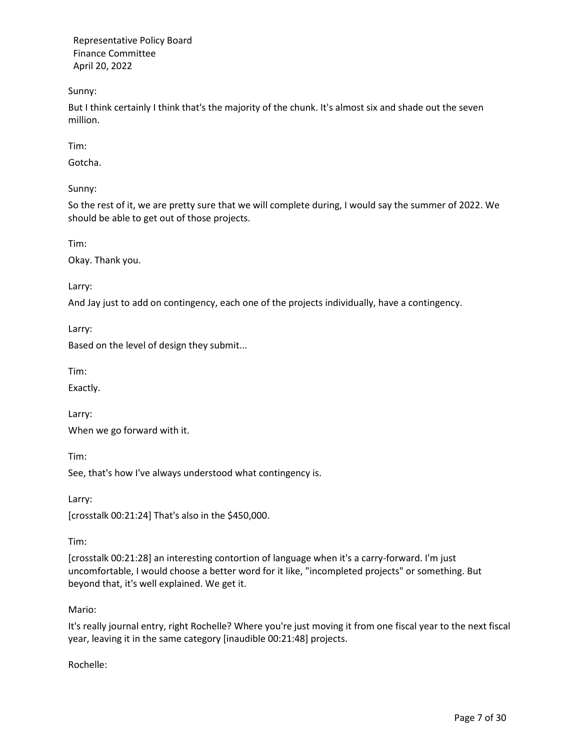Sunny:

But I think certainly I think that's the majority of the chunk. It's almost six and shade out the seven million.

Tim:

Gotcha.

Sunny:

So the rest of it, we are pretty sure that we will complete during, I would say the summer of 2022. We should be able to get out of those projects.

Tim:

Okay. Thank you.

Larry:

And Jay just to add on contingency, each one of the projects individually, have a contingency.

Larry:

Based on the level of design they submit...

Tim:

Exactly.

Larry:

When we go forward with it.

Tim:

See, that's how I've always understood what contingency is.

Larry:

[crosstalk 00:21:24] That's also in the $450,000.

Tim:

[crosstalk 00:21:28] an interesting contortion of language when it's a carry-forward. I'm just uncomfortable, I would choose a better word for it like, "incompleted projects" or something. But beyond that, it's well explained. We get it.

Mario:

It's really journal entry, right Rochelle? Where you're just moving it from one fiscal year to the next fiscal year, leaving it in the same category [inaudible 00:21:48] projects.

Rochelle: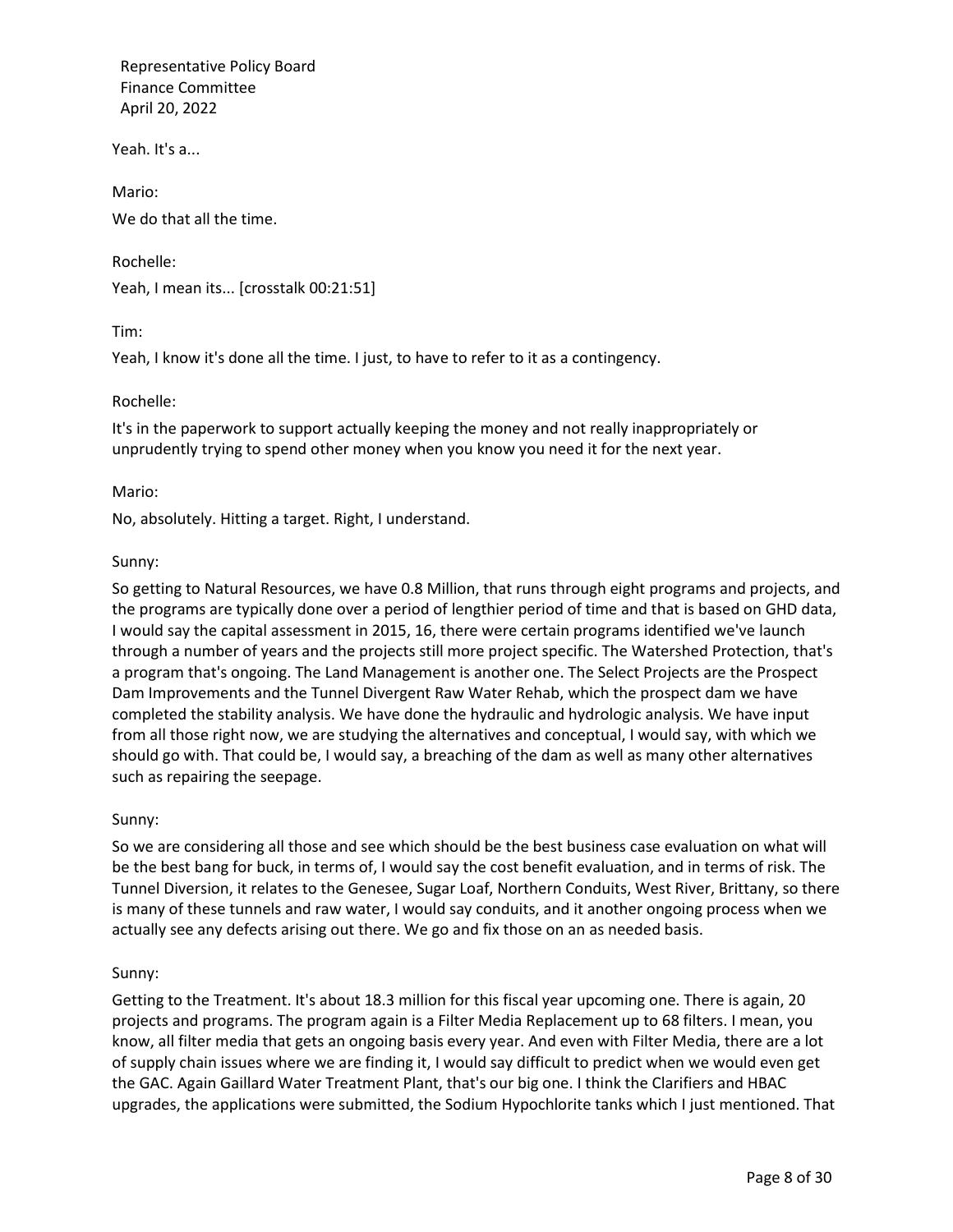Yeah. It's a...

Mario:

We do that all the time.

Rochelle:

Yeah, I mean its... [crosstalk 00:21:51]

Tim:

Yeah, I know it's done all the time. I just, to have to refer to it as a contingency.

Rochelle:

It's in the paperwork to support actually keeping the money and not really inappropriately or unprudently trying to spend other money when you know you need it for the next year.

Mario:

No, absolutely. Hitting a target. Right, I understand.

Sunny:

So getting to Natural Resources, we have 0.8 Million, that runs through eight programs and projects, and the programs are typically done over a period of lengthier period of time and that is based on GHD data, I would say the capital assessment in 2015, 16, there were certain programs identified we've launch through a number of years and the projects still more project specific. The Watershed Protection, that's a program that's ongoing. The Land Management is another one. The Select Projects are the Prospect Dam Improvements and the Tunnel Divergent Raw Water Rehab, which the prospect dam we have completed the stability analysis. We have done the hydraulic and hydrologic analysis. We have input from all those right now, we are studying the alternatives and conceptual, I would say, with which we should go with. That could be, I would say, a breaching of the dam as well as many other alternatives such as repairing the seepage.

Sunny:

So we are considering all those and see which should be the best business case evaluation on what will be the best bang for buck, in terms of, I would say the cost benefit evaluation, and in terms of risk. The Tunnel Diversion, it relates to the Genesee, Sugar Loaf, Northern Conduits, West River, Brittany, so there is many of these tunnels and raw water, I would say conduits, and it another ongoing process when we actually see any defects arising out there. We go and fix those on an as needed basis.

Sunny:

Getting to the Treatment. It's about 18.3 million for this fiscal year upcoming one. There is again, 20 projects and programs. The program again is a Filter Media Replacement up to 68 filters. I mean, you know, all filter media that gets an ongoing basis every year. And even with Filter Media, there are a lot of supply chain issues where we are finding it, I would say difficult to predict when we would even get the GAC. Again Gaillard Water Treatment Plant, that's our big one. I think the Clarifiers and HBAC upgrades, the applications were submitted, the Sodium Hypochlorite tanks which I just mentioned. That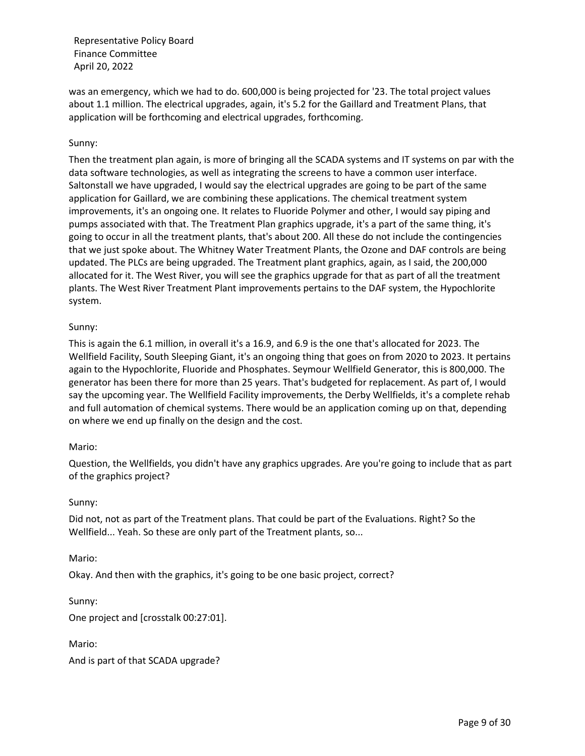was an emergency, which we had to do. 600,000 is being projected for '23. The total project values about 1.1 million. The electrical upgrades, again, it's 5.2 for the Gaillard and Treatment Plans, that application will be forthcoming and electrical upgrades, forthcoming.

Sunny:

Then the treatment plan again, is more of bringing all the SCADA systems and IT systems on par with the data software technologies, as well as integrating the screens to have a common user interface. Saltonstall we have upgraded, I would say the electrical upgrades are going to be part of the same application for Gaillard, we are combining these applications. The chemical treatment system improvements, it's an ongoing one. It relates to Fluoride Polymer and other, I would say piping and pumps associated with that. The Treatment Plan graphics upgrade, it's a part of the same thing, it's going to occur in all the treatment plants, that's about 200. All these do not include the contingencies that we just spoke about. The Whitney Water Treatment Plants, the Ozone and DAF controls are being updated. The PLCs are being upgraded. The Treatment plant graphics, again, as I said, the 200,000 allocated for it. The West River, you will see the graphics upgrade for that as part of all the treatment plants. The West River Treatment Plant improvements pertains to the DAF system, the Hypochlorite system.

Sunny:

This is again the 6.1 million, in overall it's a 16.9, and 6.9 is the one that's allocated for 2023. The Wellfield Facility, South Sleeping Giant, it's an ongoing thing that goes on from 2020 to 2023. It pertains again to the Hypochlorite, Fluoride and Phosphates. Seymour Wellfield Generator, this is 800,000. The generator has been there for more than 25 years. That's budgeted for replacement. As part of, I would say the upcoming year. The Wellfield Facility improvements, the Derby Wellfields, it's a complete rehab and full automation of chemical systems. There would be an application coming up on that, depending on where we end up finally on the design and the cost.

Mario:

Question, the Wellfields, you didn't have any graphics upgrades. Are you're going to include that as part of the graphics project?

Sunny:

Did not, not as part of the Treatment plans. That could be part of the Evaluations. Right? So the Wellfield... Yeah. So these are only part of the Treatment plants, so...

Mario:

Okay. And then with the graphics, it's going to be one basic project, correct?

Sunny:

One project and [crosstalk 00:27:01].

Mario:

And is part of that SCADA upgrade?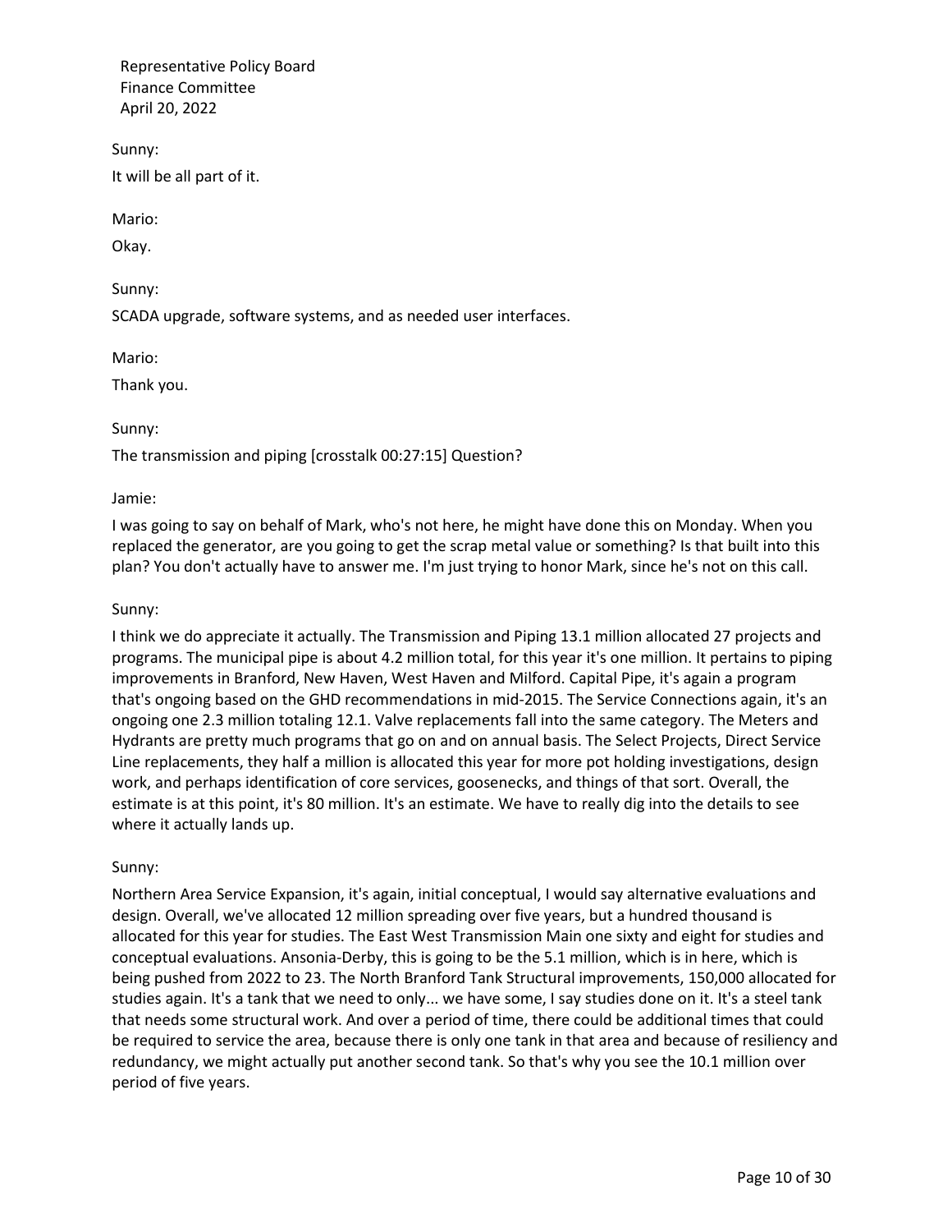Sunny:

It will be all part of it.

Mario:

Okay.

Sunny:

SCADA upgrade, software systems, and as needed user interfaces.

Mario:

Thank you.

Sunny:

The transmission and piping [crosstalk 00:27:15] Question?

Jamie:

I was going to say on behalf of Mark, who's not here, he might have done this on Monday. When you replaced the generator, are you going to get the scrap metal value or something? Is that built into this plan? You don't actually have to answer me. I'm just trying to honor Mark, since he's not on this call.

Sunny:

I think we do appreciate it actually. The Transmission and Piping 13.1 million allocated 27 projects and programs. The municipal pipe is about 4.2 million total, for this year it's one million. It pertains to piping improvements in Branford, New Haven, West Haven and Milford. Capital Pipe, it's again a program that's ongoing based on the GHD recommendations in mid-2015. The Service Connections again, it's an ongoing one 2.3 million totaling 12.1. Valve replacements fall into the same category. The Meters and Hydrants are pretty much programs that go on and on annual basis. The Select Projects, Direct Service Line replacements, they half a million is allocated this year for more pot holding investigations, design work, and perhaps identification of core services, goosenecks, and things of that sort. Overall, the estimate is at this point, it's 80 million. It's an estimate. We have to really dig into the details to see where it actually lands up.

Sunny:

Northern Area Service Expansion, it's again, initial conceptual, I would say alternative evaluations and design. Overall, we've allocated 12 million spreading over five years, but a hundred thousand is allocated for this year for studies. The East West Transmission Main one sixty and eight for studies and conceptual evaluations. Ansonia-Derby, this is going to be the 5.1 million, which is in here, which is being pushed from 2022 to 23. The North Branford Tank Structural improvements, 150,000 allocated for studies again. It's a tank that we need to only... we have some, I say studies done on it. It's a steel tank that needs some structural work. And over a period of time, there could be additional times that could be required to service the area, because there is only one tank in that area and because of resiliency and redundancy, we might actually put another second tank. So that's why you see the 10.1 million over period of five years.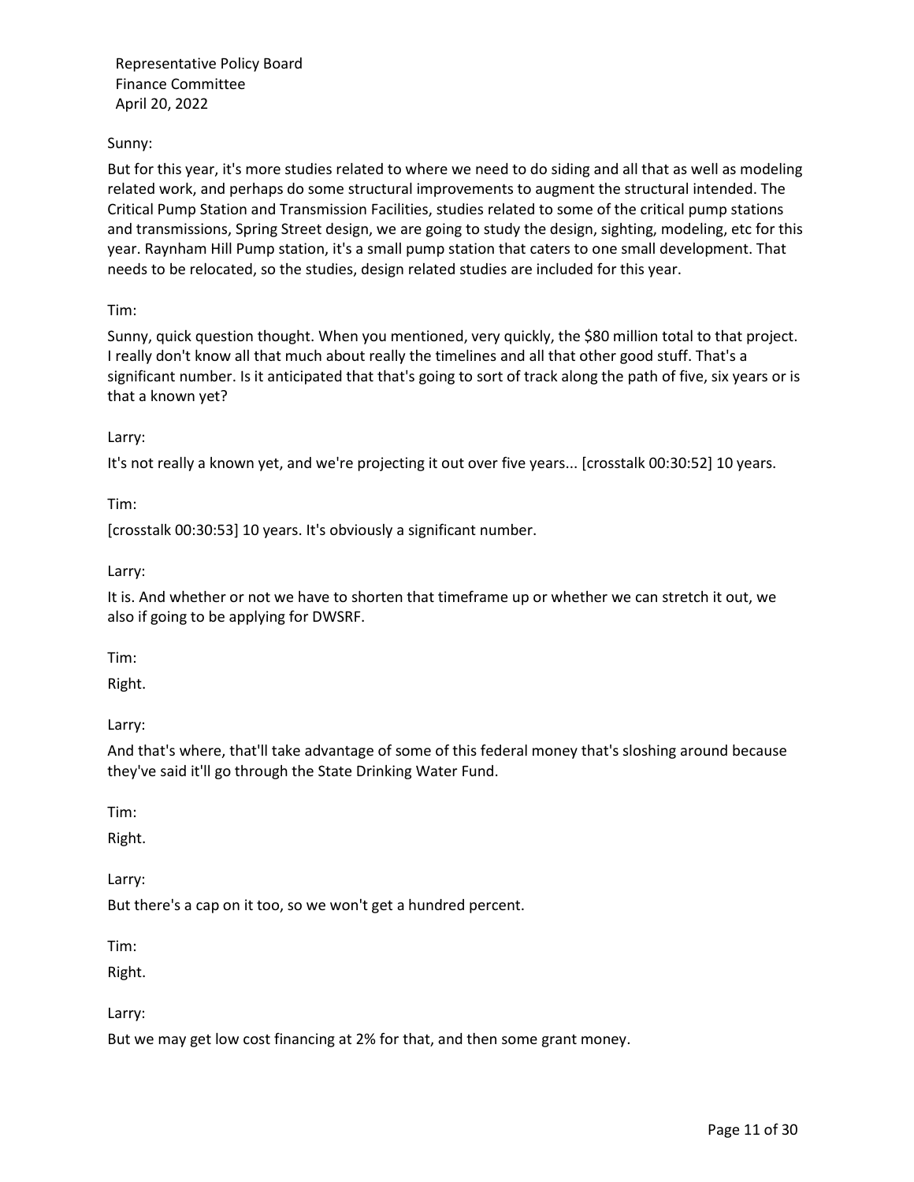Sunny:

But for this year, it's more studies related to where we need to do siding and all that as well as modeling related work, and perhaps do some structural improvements to augment the structural intended. The Critical Pump Station and Transmission Facilities, studies related to some of the critical pump stations and transmissions, Spring Street design, we are going to study the design, sighting, modeling, etc for this year. Raynham Hill Pump station, it's a small pump station that caters to one small development. That needs to be relocated, so the studies, design related studies are included for this year.

Tim:

Sunny, quick question thought. When you mentioned, very quickly, the $80 million total to that project. I really don't know all that much about really the timelines and all that other good stuff. That's a significant number. Is it anticipated that that's going to sort of track along the path of five, six years or is that a known yet?

Larry:

It's not really a known yet, and we're projecting it out over five years... [crosstalk 00:30:52] 10 years.

Tim:

[crosstalk 00:30:53] 10 years. It's obviously a significant number.

Larry:

It is. And whether or not we have to shorten that timeframe up or whether we can stretch it out, we also if going to be applying for DWSRF.

Tim:

Right.

Larry:

And that's where, that'll take advantage of some of this federal money that's sloshing around because they've said it'll go through the State Drinking Water Fund.

Tim:

Right.

Larry:

But there's a cap on it too, so we won't get a hundred percent.

Tim:

Right.

Larry:

But we may get low cost financing at 2% for that, and then some grant money.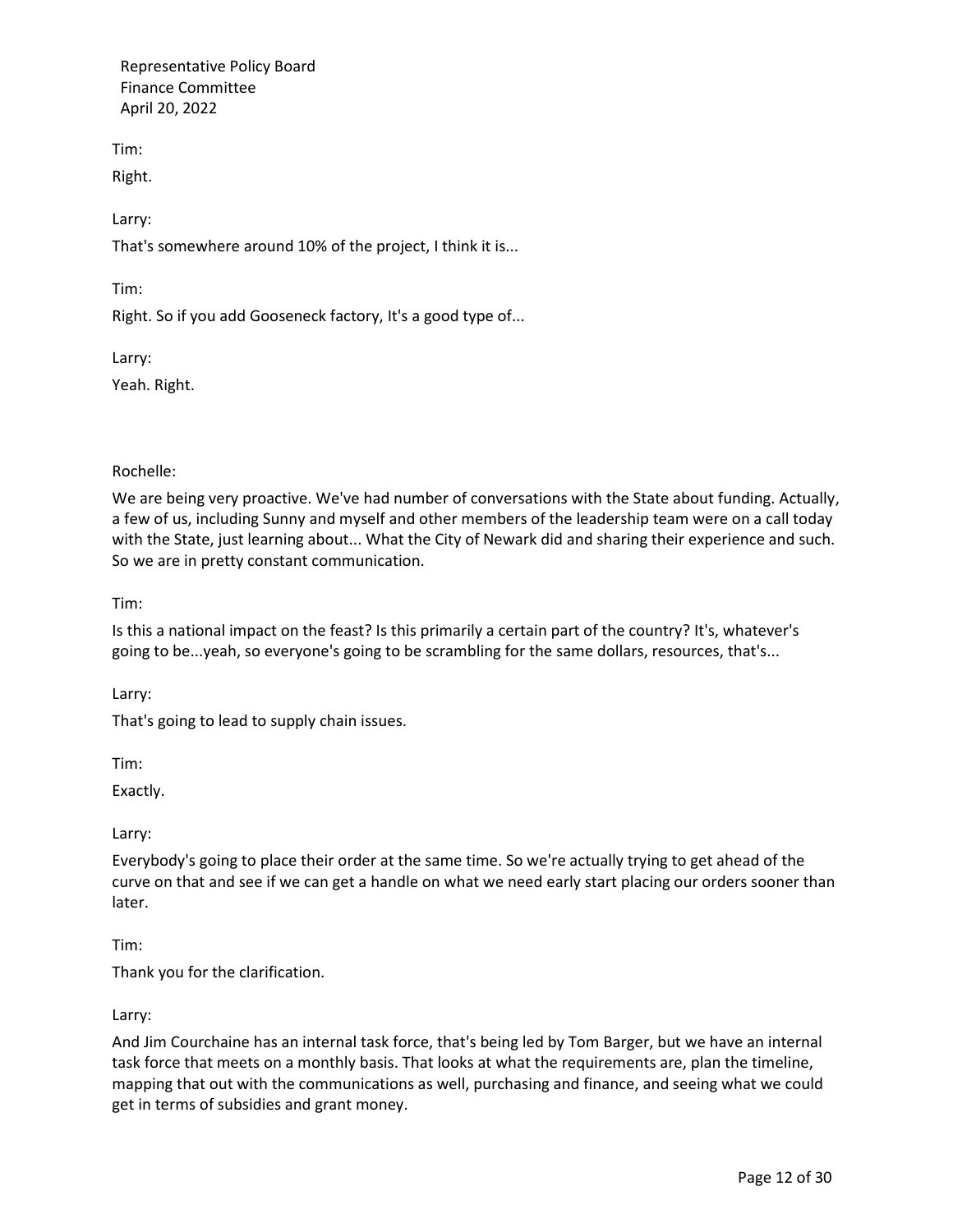Tim:

Right.

Larry:

That's somewhere around 10% of the project, I think it is...

Tim:

Right. So if you add Gooseneck factory, It's a good type of...

Larry:

Yeah. Right.

Rochelle:

We are being very proactive. We've had number of conversations with the State about funding. Actually, a few of us, including Sunny and myself and other members of the leadership team were on a call today with the State, just learning about... What the City of Newark did and sharing their experience and such. So we are in pretty constant communication.

Tim:

Is this a national impact on the feast? Is this primarily a certain part of the country? It's, whatever's going to be...yeah, so everyone's going to be scrambling for the same dollars, resources, that's...

Larry:

That's going to lead to supply chain issues.

Tim:

Exactly.

Larry:

Everybody's going to place their order at the same time. So we're actually trying to get ahead of the curve on that and see if we can get a handle on what we need early start placing our orders sooner than later.

Tim:

Thank you for the clarification.

Larry:

And Jim Courchaine has an internal task force, that's being led by Tom Barger, but we have an internal task force that meets on a monthly basis. That looks at what the requirements are, plan the timeline, mapping that out with the communications as well, purchasing and finance, and seeing what we could get in terms of subsidies and grant money.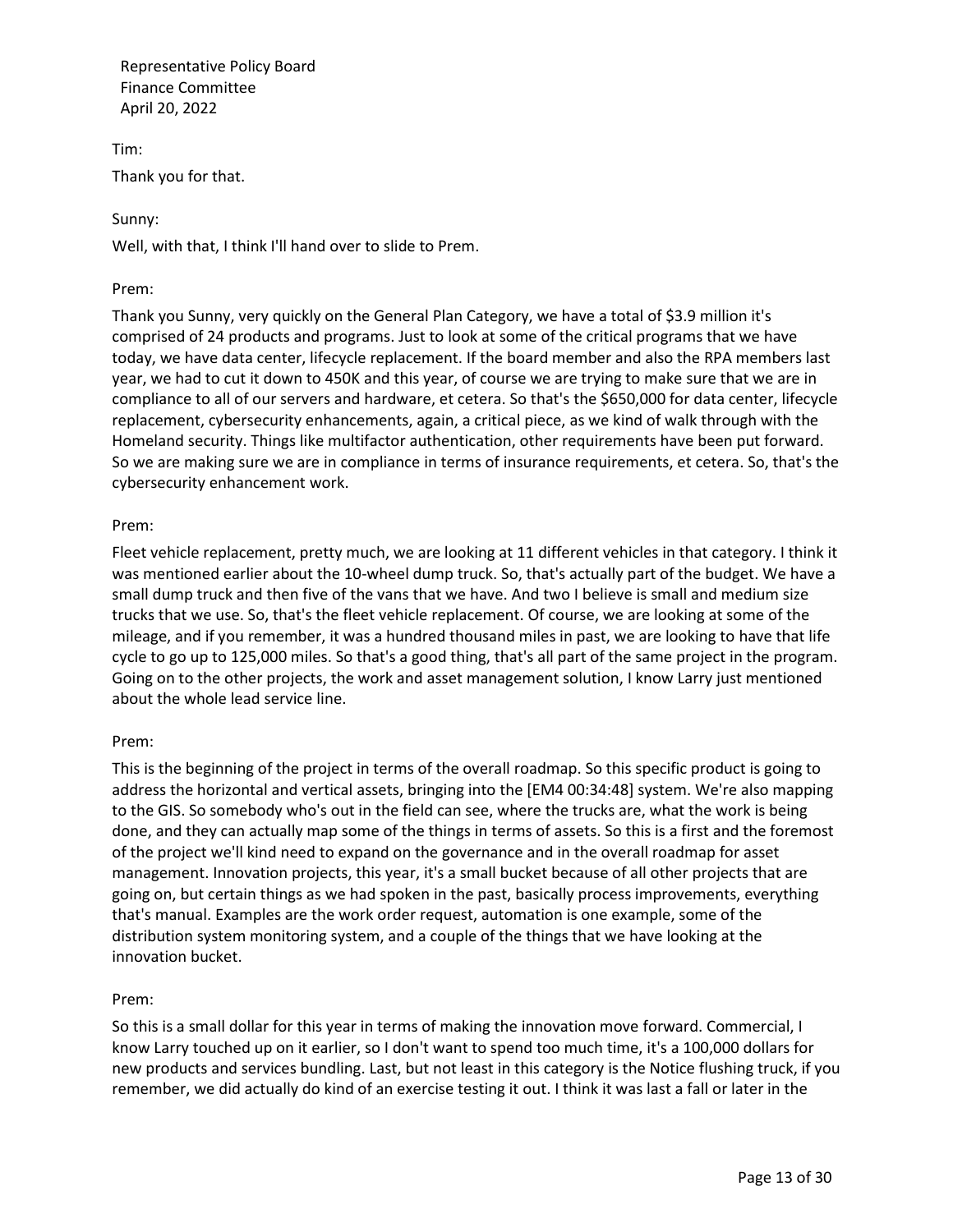Tim:

Thank you for that.

Sunny:

Well, with that, I think I'll hand over to slide to Prem.

Prem:

Thank you Sunny, very quickly on the General Plan Category, we have a total of $3.9 million it's comprised of 24 products and programs. Just to look at some of the critical programs that we have today, we have data center, lifecycle replacement. If the board member and also the RPA members last year, we had to cut it down to 450K and this year, of course we are trying to make sure that we are in compliance to all of our servers and hardware, et cetera. So that's the $650,000 for data center, lifecycle replacement, cybersecurity enhancements, again, a critical piece, as we kind of walk through with the Homeland security. Things like multifactor authentication, other requirements have been put forward. So we are making sure we are in compliance in terms of insurance requirements, et cetera. So, that's the cybersecurity enhancement work.

Prem:

Fleet vehicle replacement, pretty much, we are looking at 11 different vehicles in that category. I think it was mentioned earlier about the 10-wheel dump truck. So, that's actually part of the budget. We have a small dump truck and then five of the vans that we have. And two I believe is small and medium size trucks that we use. So, that's the fleet vehicle replacement. Of course, we are looking at some of the mileage, and if you remember, it was a hundred thousand miles in past, we are looking to have that life cycle to go up to 125,000 miles. So that's a good thing, that's all part of the same project in the program. Going on to the other projects, the work and asset management solution, I know Larry just mentioned about the whole lead service line.

Prem:

This is the beginning of the project in terms of the overall roadmap. So this specific product is going to address the horizontal and vertical assets, bringing into the [EM4 00:34:48] system. We're also mapping to the GIS. So somebody who's out in the field can see, where the trucks are, what the work is being done, and they can actually map some of the things in terms of assets. So this is a first and the foremost of the project we'll kind need to expand on the governance and in the overall roadmap for asset management. Innovation projects, this year, it's a small bucket because of all other projects that are going on, but certain things as we had spoken in the past, basically process improvements, everything that's manual. Examples are the work order request, automation is one example, some of the distribution system monitoring system, and a couple of the things that we have looking at the innovation bucket.

Prem:

So this is a small dollar for this year in terms of making the innovation move forward. Commercial, I know Larry touched up on it earlier, so I don't want to spend too much time, it's a 100,000 dollars for new products and services bundling. Last, but not least in this category is the Notice flushing truck, if you remember, we did actually do kind of an exercise testing it out. I think it was last a fall or later in the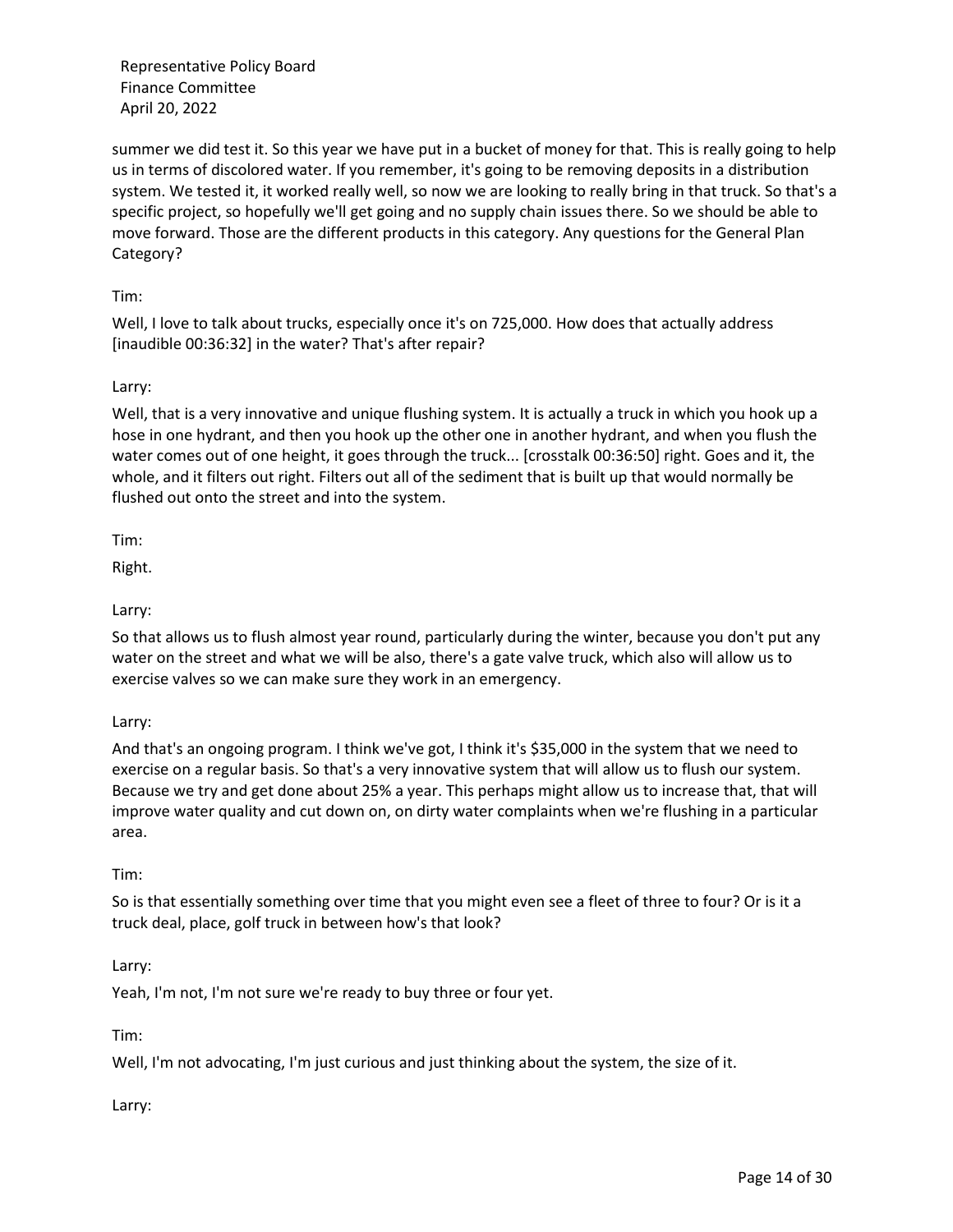summer we did test it. So this year we have put in a bucket of money for that. This is really going to help us in terms of discolored water. If you remember, it's going to be removing deposits in a distribution system. We tested it, it worked really well, so now we are looking to really bring in that truck. So that's a specific project, so hopefully we'll get going and no supply chain issues there. So we should be able to move forward. Those are the different products in this category. Any questions for the General Plan Category?

Tim:

Well, I love to talk about trucks, especially once it's on 725,000. How does that actually address [inaudible 00:36:32] in the water? That's after repair?

Larry:

Well, that is a very innovative and unique flushing system. It is actually a truck in which you hook up a hose in one hydrant, and then you hook up the other one in another hydrant, and when you flush the water comes out of one height, it goes through the truck... [crosstalk 00:36:50] right. Goes and it, the whole, and it filters out right. Filters out all of the sediment that is built up that would normally be flushed out onto the street and into the system.

Tim:

Right.

Larry:

So that allows us to flush almost year round, particularly during the winter, because you don't put any water on the street and what we will be also, there's a gate valve truck, which also will allow us to exercise valves so we can make sure they work in an emergency.

Larry:

And that's an ongoing program. I think we've got, I think it's $35,000 in the system that we need to exercise on a regular basis. So that's a very innovative system that will allow us to flush our system. Because we try and get done about 25% a year. This perhaps might allow us to increase that, that will improve water quality and cut down on, on dirty water complaints when we're flushing in a particular area.

Tim:

So is that essentially something over time that you might even see a fleet of three to four? Or is it a truck deal, place, golf truck in between how's that look?

Larry:

Yeah, I'm not, I'm not sure we're ready to buy three or four yet.

Tim:

Well, I'm not advocating, I'm just curious and just thinking about the system, the size of it.

Larry: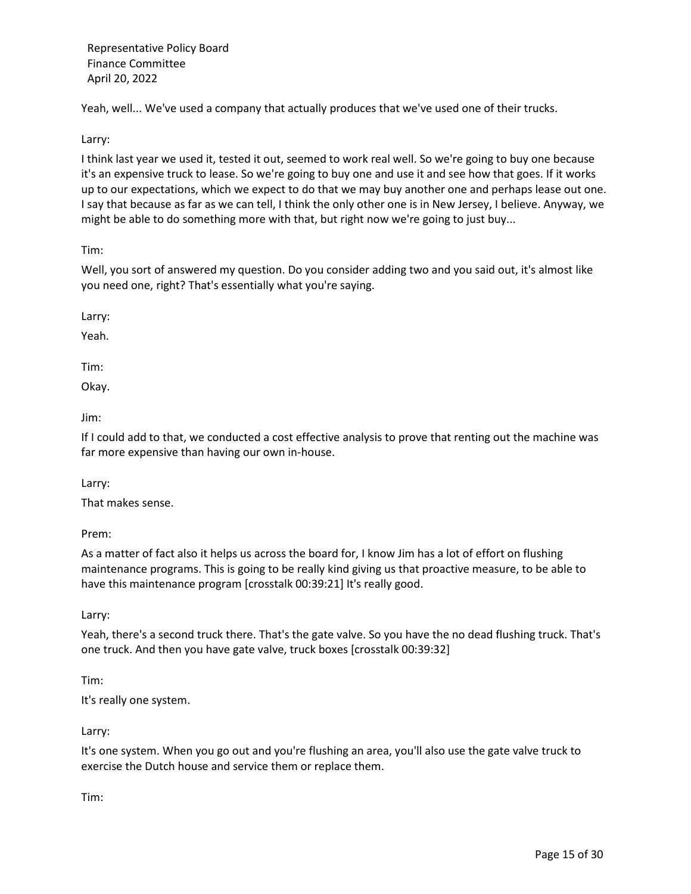Yeah, well... We've used a company that actually produces that we've used one of their trucks.

Larry:

I think last year we used it, tested it out, seemed to work real well. So we're going to buy one because it's an expensive truck to lease. So we're going to buy one and use it and see how that goes. If it works up to our expectations, which we expect to do that we may buy another one and perhaps lease out one. I say that because as far as we can tell, I think the only other one is in New Jersey, I believe. Anyway, we might be able to do something more with that, but right now we're going to just buy...

Tim:

Well, you sort of answered my question. Do you consider adding two and you said out, it's almost like you need one, right? That's essentially what you're saying.

Larry:

Yeah.

Tim:

Okay.

Jim:

If I could add to that, we conducted a cost effective analysis to prove that renting out the machine was far more expensive than having our own in-house.

Larry:

That makes sense.

Prem:

As a matter of fact also it helps us across the board for, I know Jim has a lot of effort on flushing maintenance programs. This is going to be really kind giving us that proactive measure, to be able to have this maintenance program [crosstalk 00:39:21] It's really good.

Larry:

Yeah, there's a second truck there. That's the gate valve. So you have the no dead flushing truck. That's one truck. And then you have gate valve, truck boxes [crosstalk 00:39:32]

Tim:

It's really one system.

Larry:

It's one system. When you go out and you're flushing an area, you'll also use the gate valve truck to exercise the Dutch house and service them or replace them.

Tim: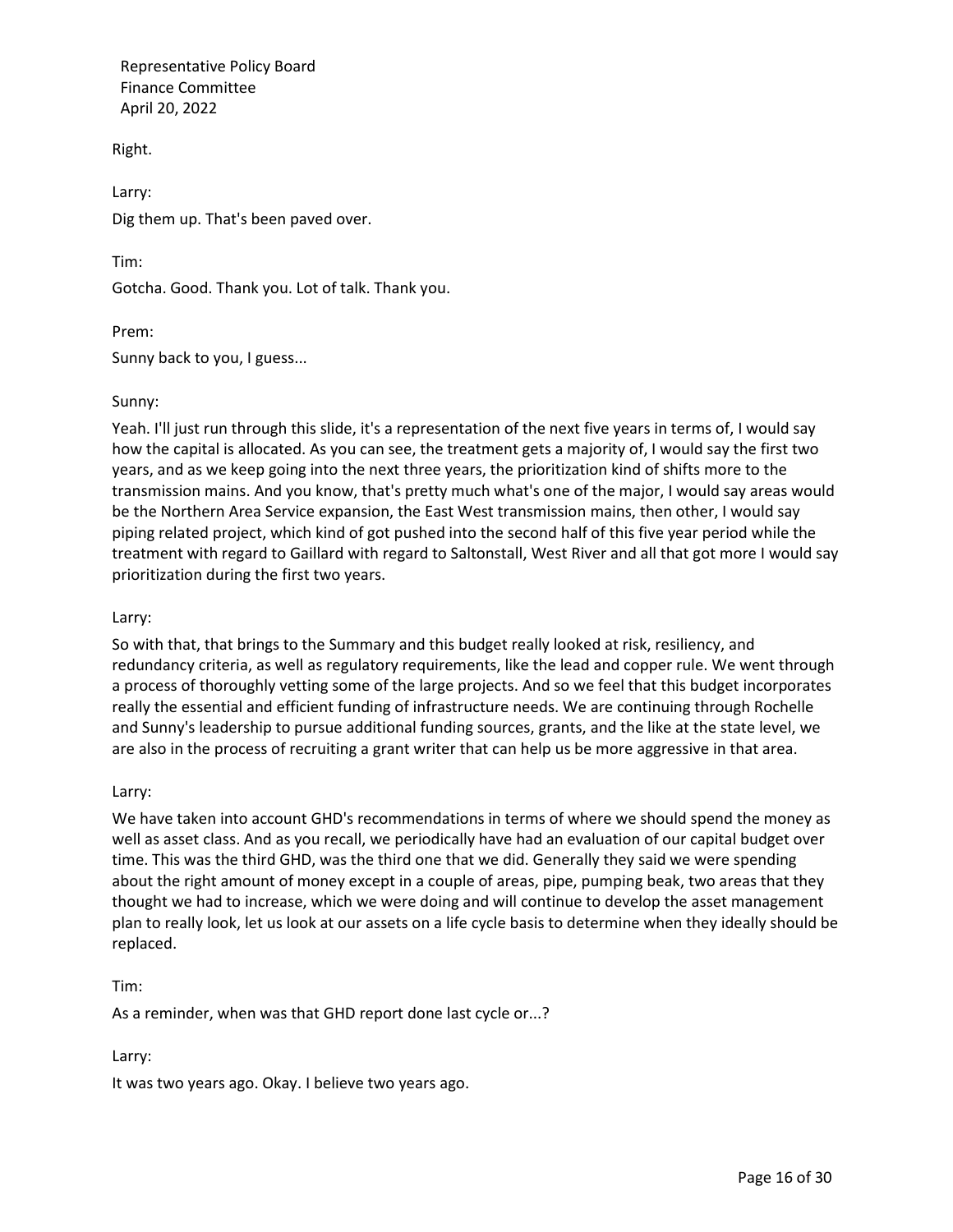Right.

Larry:

Dig them up. That's been paved over.

Tim:

Gotcha. Good. Thank you. Lot of talk. Thank you.

Prem:

Sunny back to you, I guess...

Sunny:

Yeah. I'll just run through this slide, it's a representation of the next five years in terms of, I would say how the capital is allocated. As you can see, the treatment gets a majority of, I would say the first two years, and as we keep going into the next three years, the prioritization kind of shifts more to the transmission mains. And you know, that's pretty much what's one of the major, I would say areas would be the Northern Area Service expansion, the East West transmission mains, then other, I would say piping related project, which kind of got pushed into the second half of this five year period while the treatment with regard to Gaillard with regard to Saltonstall, West River and all that got more I would say prioritization during the first two years.

Larry:

So with that, that brings to the Summary and this budget really looked at risk, resiliency, and redundancy criteria, as well as regulatory requirements, like the lead and copper rule. We went through a process of thoroughly vetting some of the large projects. And so we feel that this budget incorporates really the essential and efficient funding of infrastructure needs. We are continuing through Rochelle and Sunny's leadership to pursue additional funding sources, grants, and the like at the state level, we are also in the process of recruiting a grant writer that can help us be more aggressive in that area.

Larry:

We have taken into account GHD's recommendations in terms of where we should spend the money as well as asset class. And as you recall, we periodically have had an evaluation of our capital budget over time. This was the third GHD, was the third one that we did. Generally they said we were spending about the right amount of money except in a couple of areas, pipe, pumping beak, two areas that they thought we had to increase, which we were doing and will continue to develop the asset management plan to really look, let us look at our assets on a life cycle basis to determine when they ideally should be replaced.

Tim:

As a reminder, when was that GHD report done last cycle or...?

Larry:

It was two years ago. Okay. I believe two years ago.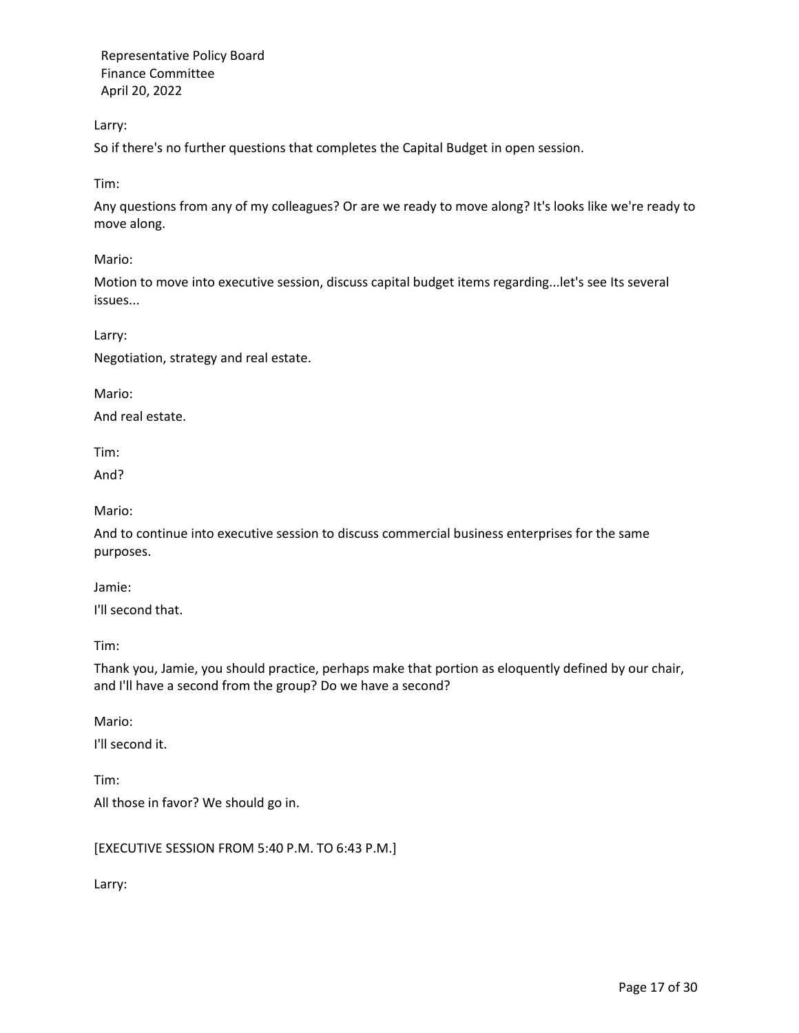Larry:

So if there's no further questions that completes the Capital Budget in open session.

Tim:

Any questions from any of my colleagues? Or are we ready to move along? It's looks like we're ready to move along.

Mario:

Motion to move into executive session, discuss capital budget items regarding...let's see Its several issues...

Larry:

Negotiation, strategy and real estate.

Mario:

And real estate.

Tim:

And?

Mario:

And to continue into executive session to discuss commercial business enterprises for the same purposes.

Jamie:

I'll second that.

Tim:

Thank you, Jamie, you should practice, perhaps make that portion as eloquently defined by our chair, and I'll have a second from the group? Do we have a second?

Mario:

I'll second it.

Tim:

All those in favor? We should go in.

[EXECUTIVE SESSION FROM 5:40 P.M. TO 6:43 P.M.]

Larry: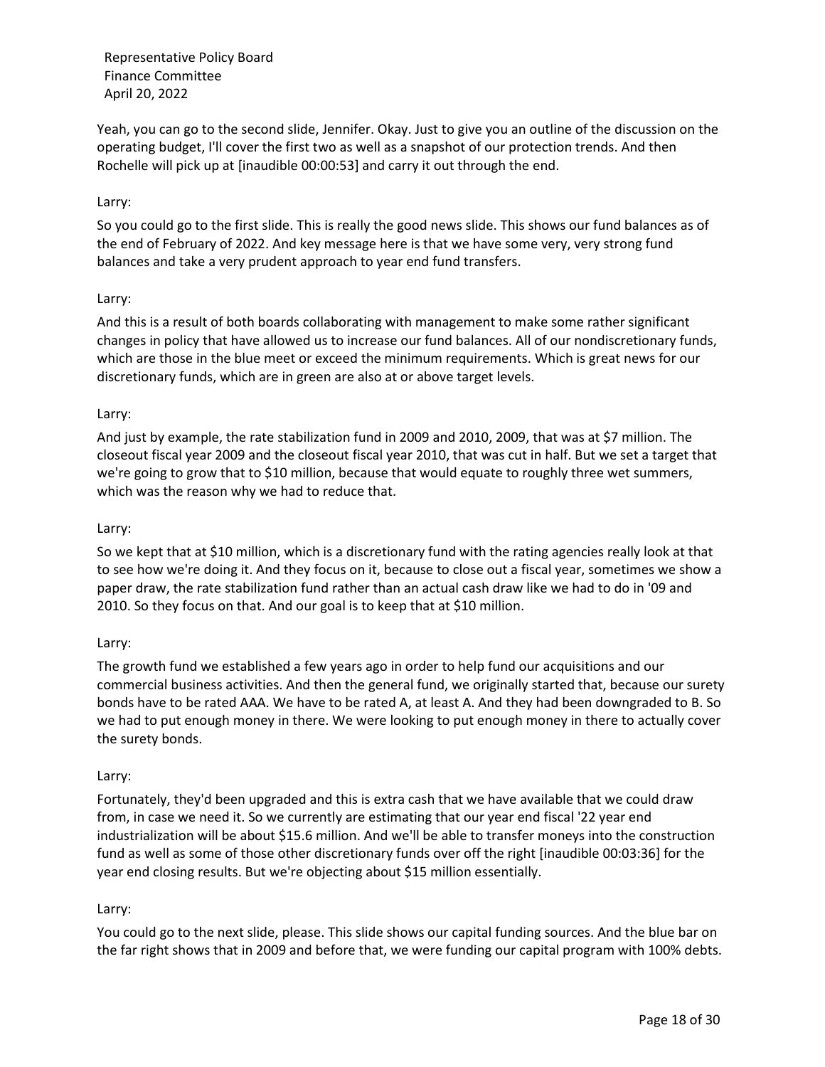Yeah, you can go to the second slide, Jennifer. Okay. Just to give you an outline of the discussion on the operating budget, I'll cover the first two as well as a snapshot of our protection trends. And then Rochelle will pick up at [inaudible 00:00:53] and carry it out through the end.

Larry:

So you could go to the first slide. This is really the good news slide. This shows our fund balances as of the end of February of 2022. And key message here is that we have some very, very strong fund balances and take a very prudent approach to year end fund transfers.

Larry:

And this is a result of both boards collaborating with management to make some rather significant changes in policy that have allowed us to increase our fund balances. All of our nondiscretionary funds, which are those in the blue meet or exceed the minimum requirements. Which is great news for our discretionary funds, which are in green are also at or above target levels.

Larry:

And just by example, the rate stabilization fund in 2009 and 2010, 2009, that was at $7 million. The closeout fiscal year 2009 and the closeout fiscal year 2010, that was cut in half. But we set a target that we're going to grow that to $10 million, because that would equate to roughly three wet summers, which was the reason why we had to reduce that.

Larry:

So we kept that at $10 million, which is a discretionary fund with the rating agencies really look at that to see how we're doing it. And they focus on it, because to close out a fiscal year, sometimes we show a paper draw, the rate stabilization fund rather than an actual cash draw like we had to do in '09 and 2010. So they focus on that. And our goal is to keep that at $10 million.

Larry:

The growth fund we established a few years ago in order to help fund our acquisitions and our commercial business activities. And then the general fund, we originally started that, because our surety bonds have to be rated AAA. We have to be rated A, at least A. And they had been downgraded to B. So we had to put enough money in there. We were looking to put enough money in there to actually cover the surety bonds.

Larry:

Fortunately, they'd been upgraded and this is extra cash that we have available that we could draw from, in case we need it. So we currently are estimating that our year end fiscal '22 year end industrialization will be about $15.6 million. And we'll be able to transfer moneys into the construction fund as well as some of those other discretionary funds over off the right [inaudible 00:03:36] for the year end closing results. But we're objecting about $15 million essentially.

Larry:

You could go to the next slide, please. This slide shows our capital funding sources. And the blue bar on the far right shows that in 2009 and before that, we were funding our capital program with 100% debts.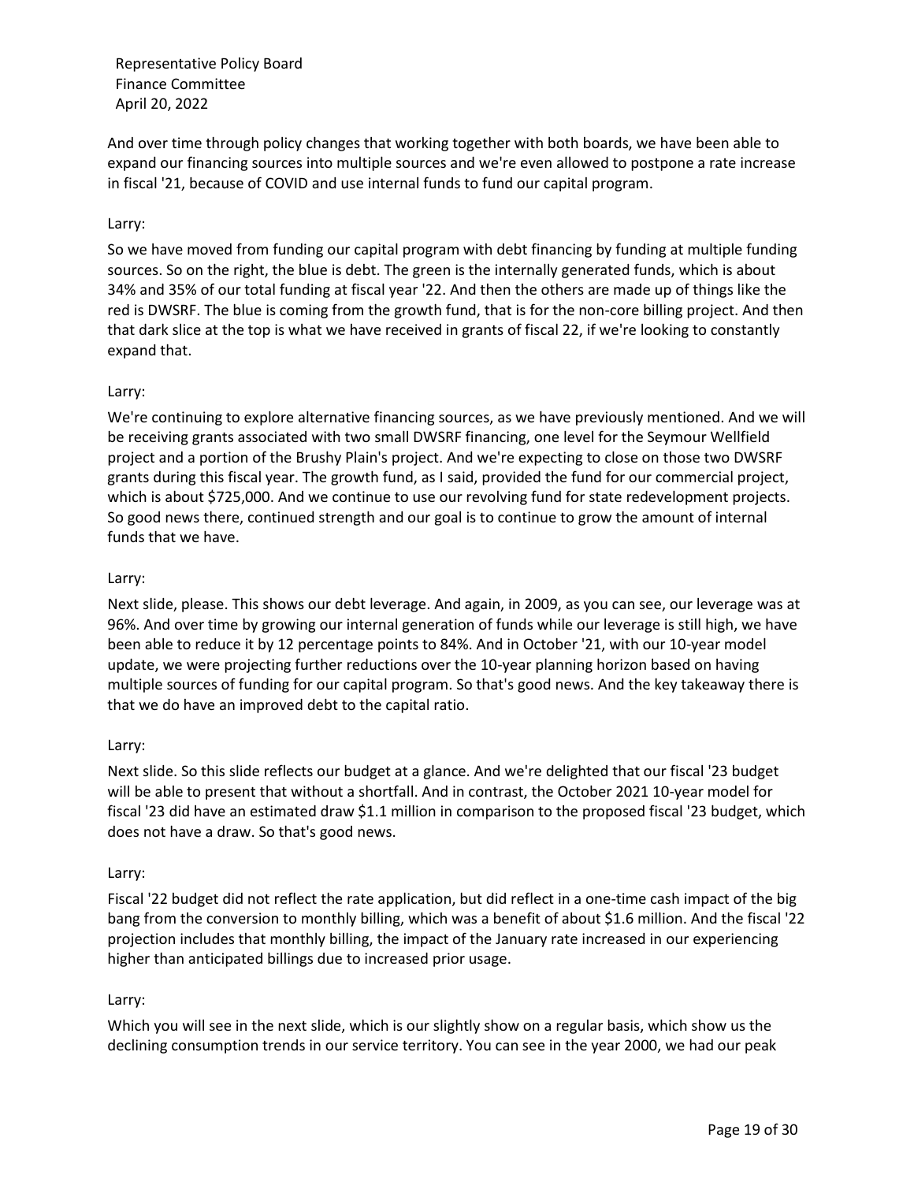And over time through policy changes that working together with both boards, we have been able to expand our financing sources into multiple sources and we're even allowed to postpone a rate increase in fiscal '21, because of COVID and use internal funds to fund our capital program.

Larry:

So we have moved from funding our capital program with debt financing by funding at multiple funding sources. So on the right, the blue is debt. The green is the internally generated funds, which is about 34% and 35% of our total funding at fiscal year '22. And then the others are made up of things like the red is DWSRF. The blue is coming from the growth fund, that is for the non-core billing project. And then that dark slice at the top is what we have received in grants of fiscal 22, if we're looking to constantly expand that.

Larry:

We're continuing to explore alternative financing sources, as we have previously mentioned. And we will be receiving grants associated with two small DWSRF financing, one level for the Seymour Wellfield project and a portion of the Brushy Plain's project. And we're expecting to close on those two DWSRF grants during this fiscal year. The growth fund, as I said, provided the fund for our commercial project, which is about $725,000. And we continue to use our revolving fund for state redevelopment projects. So good news there, continued strength and our goal is to continue to grow the amount of internal funds that we have.

Larry:

Next slide, please. This shows our debt leverage. And again, in 2009, as you can see, our leverage was at 96%. And over time by growing our internal generation of funds while our leverage is still high, we have been able to reduce it by 12 percentage points to 84%. And in October '21, with our 10-year model update, we were projecting further reductions over the 10-year planning horizon based on having multiple sources of funding for our capital program. So that's good news. And the key takeaway there is that we do have an improved debt to the capital ratio.

Larry:

Next slide. So this slide reflects our budget at a glance. And we're delighted that our fiscal '23 budget will be able to present that without a shortfall. And in contrast, the October 2021 10-year model for fiscal '23 did have an estimated draw $1.1 million in comparison to the proposed fiscal '23 budget, which does not have a draw. So that's good news.

Larry:

Fiscal '22 budget did not reflect the rate application, but did reflect in a one-time cash impact of the big bang from the conversion to monthly billing, which was a benefit of about $1.6 million. And the fiscal '22 projection includes that monthly billing, the impact of the January rate increased in our experiencing higher than anticipated billings due to increased prior usage.

Larry:

Which you will see in the next slide, which is our slightly show on a regular basis, which show us the declining consumption trends in our service territory. You can see in the year 2000, we had our peak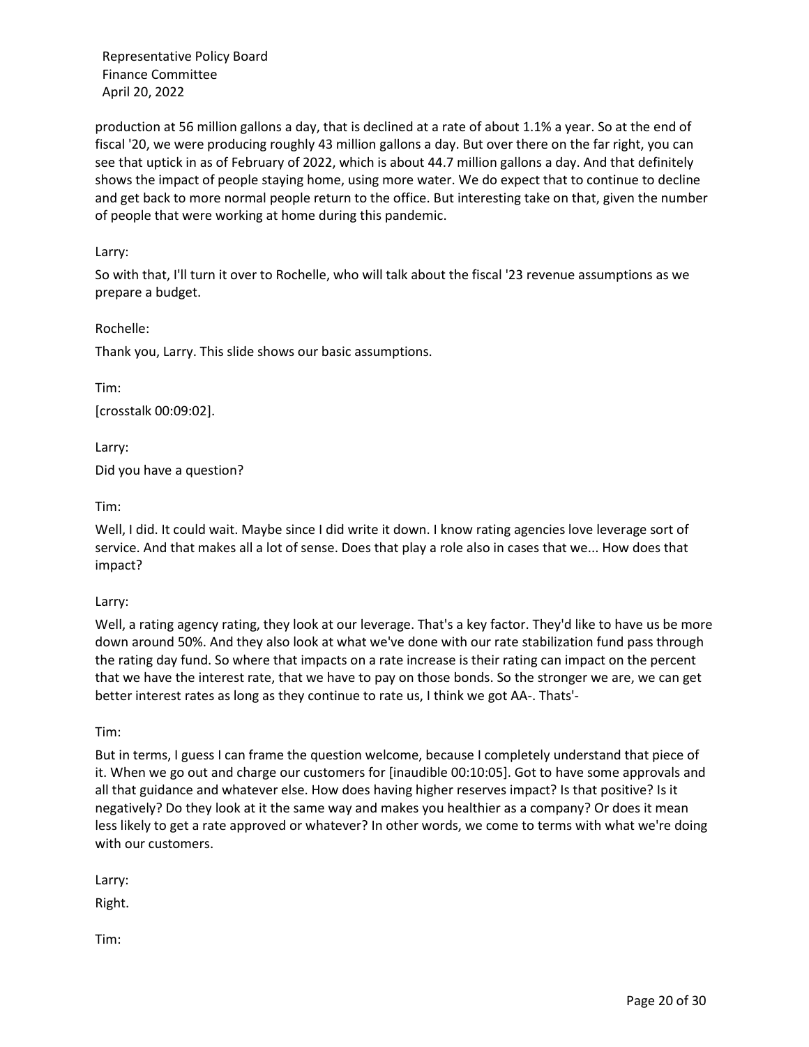production at 56 million gallons a day, that is declined at a rate of about 1.1% a year. So at the end of fiscal '20, we were producing roughly 43 million gallons a day. But over there on the far right, you can see that uptick in as of February of 2022, which is about 44.7 million gallons a day. And that definitely shows the impact of people staying home, using more water. We do expect that to continue to decline and get back to more normal people return to the office. But interesting take on that, given the number of people that were working at home during this pandemic.

Larry:

So with that, I'll turn it over to Rochelle, who will talk about the fiscal '23 revenue assumptions as we prepare a budget.

Rochelle:

Thank you, Larry. This slide shows our basic assumptions.

Tim:

[crosstalk 00:09:02].

Larry:

Did you have a question?

Tim:

Well, I did. It could wait. Maybe since I did write it down. I know rating agencies love leverage sort of service. And that makes all a lot of sense. Does that play a role also in cases that we... How does that impact?

Larry:

Well, a rating agency rating, they look at our leverage. That's a key factor. They'd like to have us be more down around 50%. And they also look at what we've done with our rate stabilization fund pass through the rating day fund. So where that impacts on a rate increase is their rating can impact on the percent that we have the interest rate, that we have to pay on those bonds. So the stronger we are, we can get better interest rates as long as they continue to rate us, I think we got AA-. Thats'-

Tim:

But in terms, I guess I can frame the question welcome, because I completely understand that piece of it. When we go out and charge our customers for [inaudible 00:10:05]. Got to have some approvals and all that guidance and whatever else. How does having higher reserves impact? Is that positive? Is it negatively? Do they look at it the same way and makes you healthier as a company? Or does it mean less likely to get a rate approved or whatever? In other words, we come to terms with what we're doing with our customers.

Larry:

Right.

Tim: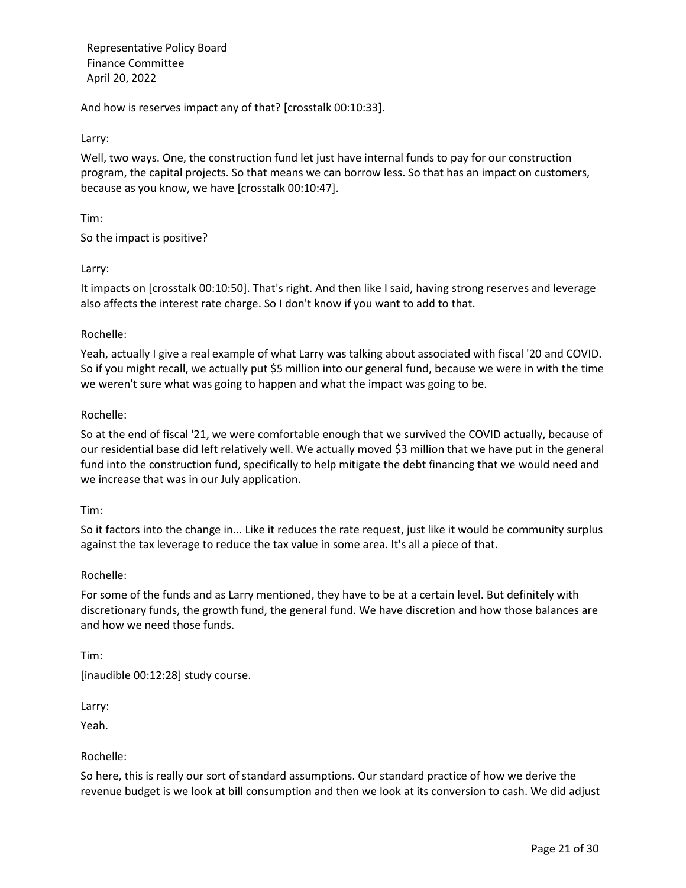And how is reserves impact any of that? [crosstalk 00:10:33].

Larry:

Well, two ways. One, the construction fund let just have internal funds to pay for our construction program, the capital projects. So that means we can borrow less. So that has an impact on customers, because as you know, we have [crosstalk 00:10:47].

Tim:

So the impact is positive?

Larry:

It impacts on [crosstalk 00:10:50]. That's right. And then like I said, having strong reserves and leverage also affects the interest rate charge. So I don't know if you want to add to that.

Rochelle:

Yeah, actually I give a real example of what Larry was talking about associated with fiscal '20 and COVID. So if you might recall, we actually put $5 million into our general fund, because we were in with the time we weren't sure what was going to happen and what the impact was going to be.

Rochelle:

So at the end of fiscal '21, we were comfortable enough that we survived the COVID actually, because of our residential base did left relatively well. We actually moved $3 million that we have put in the general fund into the construction fund, specifically to help mitigate the debt financing that we would need and we increase that was in our July application.

Tim:

So it factors into the change in... Like it reduces the rate request, just like it would be community surplus against the tax leverage to reduce the tax value in some area. It's all a piece of that.

Rochelle:

For some of the funds and as Larry mentioned, they have to be at a certain level. But definitely with discretionary funds, the growth fund, the general fund. We have discretion and how those balances are and how we need those funds.

Tim:

[inaudible 00:12:28] study course.

Larry:

Yeah.

Rochelle:

So here, this is really our sort of standard assumptions. Our standard practice of how we derive the revenue budget is we look at bill consumption and then we look at its conversion to cash. We did adjust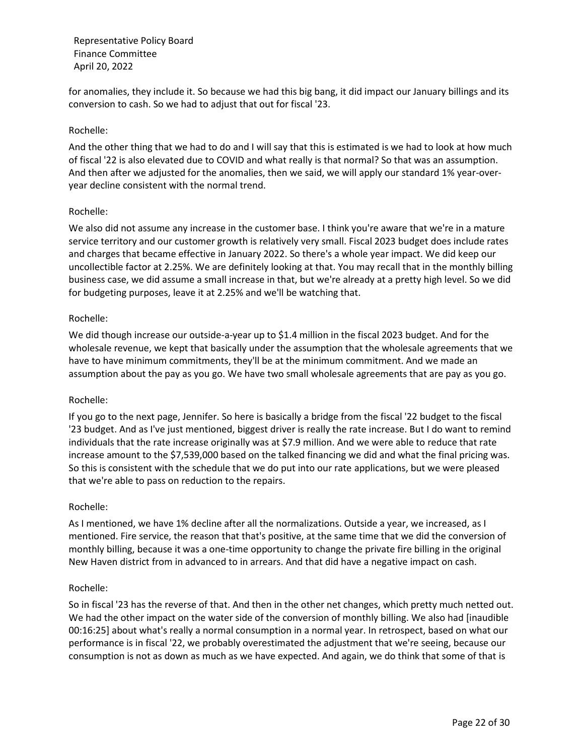for anomalies, they include it. So because we had this big bang, it did impact our January billings and its conversion to cash. So we had to adjust that out for fiscal '23.

Rochelle:

And the other thing that we had to do and I will say that this is estimated is we had to look at how much of fiscal '22 is also elevated due to COVID and what really is that normal? So that was an assumption. And then after we adjusted for the anomalies, then we said, we will apply our standard 1% year-over-year decline consistent with the normal trend.

Rochelle:

We also did not assume any increase in the customer base. I think you're aware that we're in a mature service territory and our customer growth is relatively very small. Fiscal 2023 budget does include rates and charges that became effective in January 2022. So there's a whole year impact. We did keep our uncollectible factor at 2.25%. We are definitely looking at that. You may recall that in the monthly billing business case, we did assume a small increase in that, but we're already at a pretty high level. So we did for budgeting purposes, leave it at 2.25% and we'll be watching that.

Rochelle:

We did though increase our outside-a-year up to $1.4 million in the fiscal 2023 budget. And for the wholesale revenue, we kept that basically under the assumption that the wholesale agreements that we have to have minimum commitments, they'll be at the minimum commitment. And we made an assumption about the pay as you go. We have two small wholesale agreements that are pay as you go.

Rochelle:

If you go to the next page, Jennifer. So here is basically a bridge from the fiscal '22 budget to the fiscal '23 budget. And as I've just mentioned, biggest driver is really the rate increase. But I do want to remind individuals that the rate increase originally was at $7.9 million. And we were able to reduce that rate increase amount to the $7,539,000 based on the talked financing we did and what the final pricing was. So this is consistent with the schedule that we do put into our rate applications, but we were pleased that we're able to pass on reduction to the repairs.

Rochelle:

As I mentioned, we have 1% decline after all the normalizations. Outside a year, we increased, as I mentioned. Fire service, the reason that that's positive, at the same time that we did the conversion of monthly billing, because it was a one-time opportunity to change the private fire billing in the original New Haven district from in advanced to in arrears. And that did have a negative impact on cash.

Rochelle:

So in fiscal '23 has the reverse of that. And then in the other net changes, which pretty much netted out. We had the other impact on the water side of the conversion of monthly billing. We also had [inaudible 00:16:25] about what's really a normal consumption in a normal year. In retrospect, based on what our performance is in fiscal '22, we probably overestimated the adjustment that we're seeing, because our consumption is not as down as much as we have expected. And again, we do think that some of that is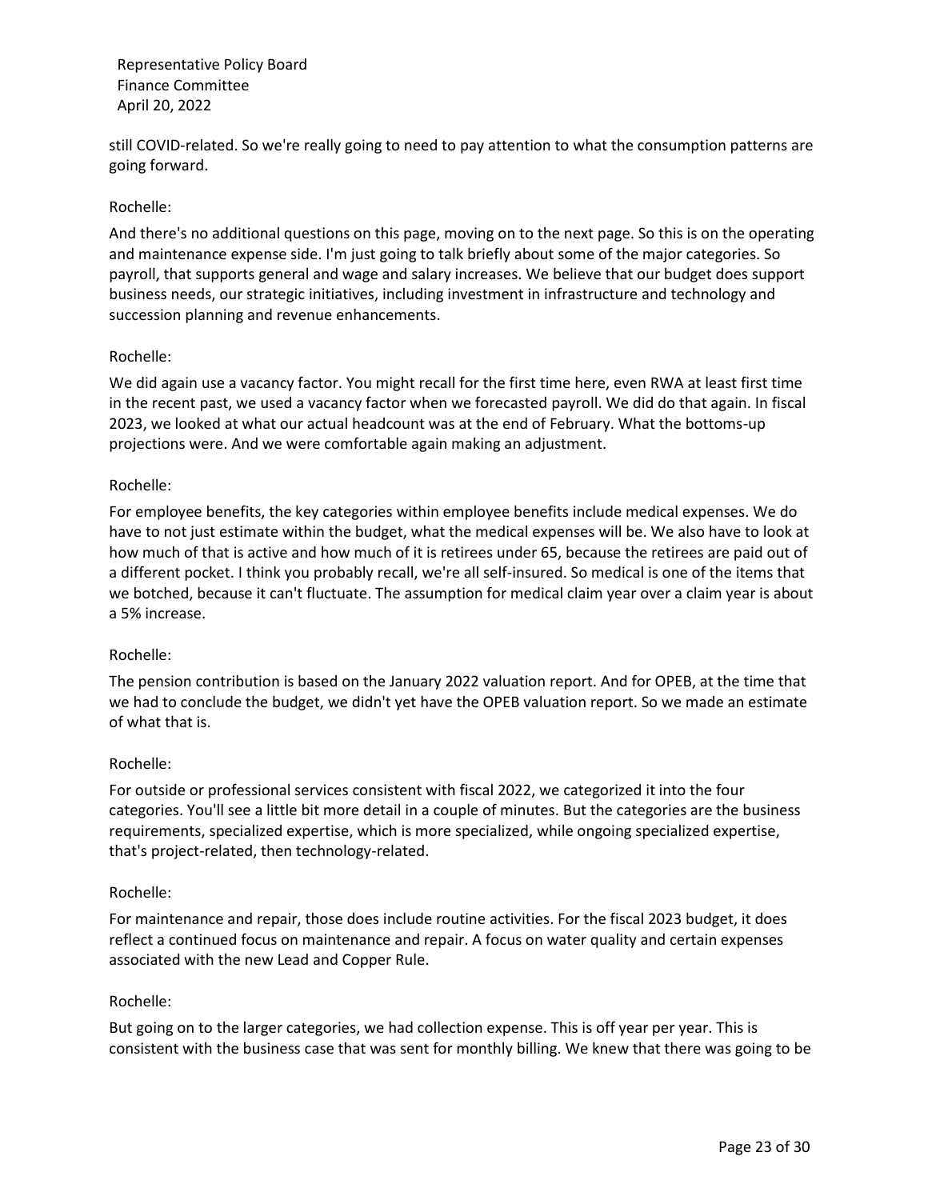still COVID-related. So we're really going to need to pay attention to what the consumption patterns are going forward.

Rochelle:

And there's no additional questions on this page, moving on to the next page. So this is on the operating and maintenance expense side. I'm just going to talk briefly about some of the major categories. So payroll, that supports general and wage and salary increases. We believe that our budget does support business needs, our strategic initiatives, including investment in infrastructure and technology and succession planning and revenue enhancements.

Rochelle:

We did again use a vacancy factor. You might recall for the first time here, even RWA at least first time in the recent past, we used a vacancy factor when we forecasted payroll. We did do that again. In fiscal 2023, we looked at what our actual headcount was at the end of February. What the bottoms-up projections were. And we were comfortable again making an adjustment.

Rochelle:

For employee benefits, the key categories within employee benefits include medical expenses. We do have to not just estimate within the budget, what the medical expenses will be. We also have to look at how much of that is active and how much of it is retirees under 65, because the retirees are paid out of a different pocket. I think you probably recall, we're all self-insured. So medical is one of the items that we botched, because it can't fluctuate. The assumption for medical claim year over a claim year is about a 5% increase.

Rochelle:

The pension contribution is based on the January 2022 valuation report. And for OPEB, at the time that we had to conclude the budget, we didn't yet have the OPEB valuation report. So we made an estimate of what that is.

Rochelle:

For outside or professional services consistent with fiscal 2022, we categorized it into the four categories. You'll see a little bit more detail in a couple of minutes. But the categories are the business requirements, specialized expertise, which is more specialized, while ongoing specialized expertise, that's project-related, then technology-related.

Rochelle:

For maintenance and repair, those does include routine activities. For the fiscal 2023 budget, it does reflect a continued focus on maintenance and repair. A focus on water quality and certain expenses associated with the new Lead and Copper Rule.

Rochelle:

But going on to the larger categories, we had collection expense. This is off year per year. This is consistent with the business case that was sent for monthly billing. We knew that there was going to be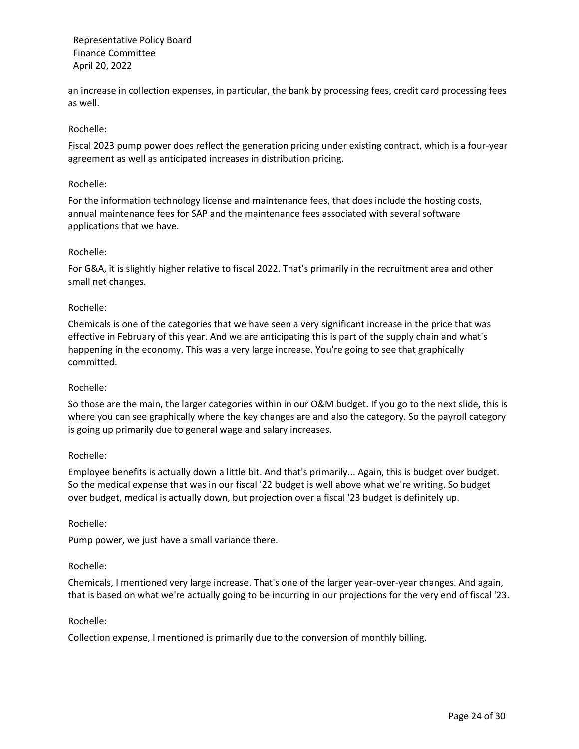an increase in collection expenses, in particular, the bank by processing fees, credit card processing fees as well.

Rochelle:

Fiscal 2023 pump power does reflect the generation pricing under existing contract, which is a four-year agreement as well as anticipated increases in distribution pricing.

Rochelle:

For the information technology license and maintenance fees, that does include the hosting costs, annual maintenance fees for SAP and the maintenance fees associated with several software applications that we have.

Rochelle:

For G&A, it is slightly higher relative to fiscal 2022. That's primarily in the recruitment area and other small net changes.

Rochelle:

Chemicals is one of the categories that we have seen a very significant increase in the price that was effective in February of this year. And we are anticipating this is part of the supply chain and what's happening in the economy. This was a very large increase. You're going to see that graphically committed.

Rochelle:

So those are the main, the larger categories within in our O&M budget. If you go to the next slide, this is where you can see graphically where the key changes are and also the category. So the payroll category is going up primarily due to general wage and salary increases.

Rochelle:

Employee benefits is actually down a little bit. And that's primarily... Again, this is budget over budget. So the medical expense that was in our fiscal '22 budget is well above what we're writing. So budget over budget, medical is actually down, but projection over a fiscal '23 budget is definitely up.

Rochelle:

Pump power, we just have a small variance there.

Rochelle:

Chemicals, I mentioned very large increase. That's one of the larger year-over-year changes. And again, that is based on what we're actually going to be incurring in our projections for the very end of fiscal '23.

Rochelle:

Collection expense, I mentioned is primarily due to the conversion of monthly billing.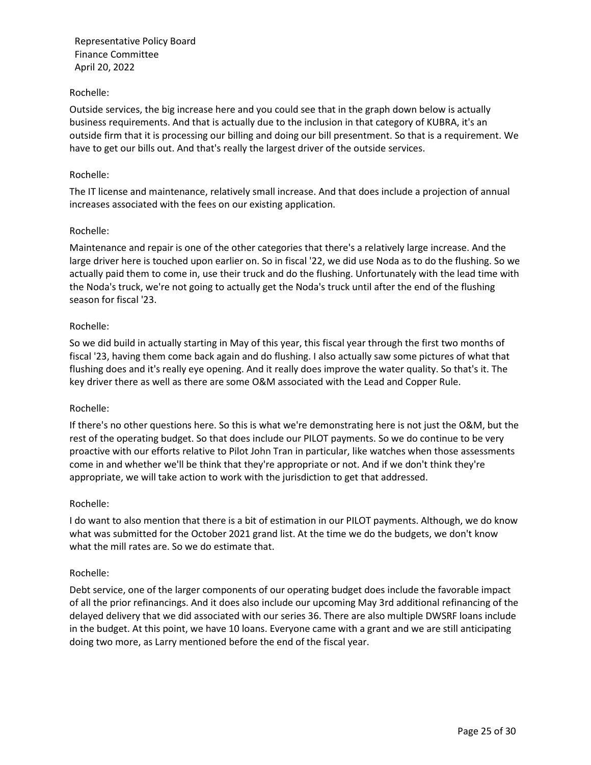Rochelle:

Outside services, the big increase here and you could see that in the graph down below is actually business requirements. And that is actually due to the inclusion in that category of KUBRA, it's an outside firm that it is processing our billing and doing our bill presentment. So that is a requirement. We have to get our bills out. And that's really the largest driver of the outside services.

Rochelle:

The IT license and maintenance, relatively small increase. And that does include a projection of annual increases associated with the fees on our existing application.

Rochelle:

Maintenance and repair is one of the other categories that there's a relatively large increase. And the large driver here is touched upon earlier on. So in fiscal '22, we did use Noda as to do the flushing. So we actually paid them to come in, use their truck and do the flushing. Unfortunately with the lead time with the Noda's truck, we're not going to actually get the Noda's truck until after the end of the flushing season for fiscal '23.

Rochelle:

So we did build in actually starting in May of this year, this fiscal year through the first two months of fiscal '23, having them come back again and do flushing. I also actually saw some pictures of what that flushing does and it's really eye opening. And it really does improve the water quality. So that's it. The key driver there as well as there are some O&M associated with the Lead and Copper Rule.

Rochelle:

If there's no other questions here. So this is what we're demonstrating here is not just the O&M, but the rest of the operating budget. So that does include our PILOT payments. So we do continue to be very proactive with our efforts relative to Pilot John Tran in particular, like watches when those assessments come in and whether we'll be think that they're appropriate or not. And if we don't think they're appropriate, we will take action to work with the jurisdiction to get that addressed.

Rochelle:

I do want to also mention that there is a bit of estimation in our PILOT payments. Although, we do know what was submitted for the October 2021 grand list. At the time we do the budgets, we don't know what the mill rates are. So we do estimate that.

Rochelle:

Debt service, one of the larger components of our operating budget does include the favorable impact of all the prior refinancings. And it does also include our upcoming May 3rd additional refinancing of the delayed delivery that we did associated with our series 36. There are also multiple DWSRF loans include in the budget. At this point, we have 10 loans. Everyone came with a grant and we are still anticipating doing two more, as Larry mentioned before the end of the fiscal year.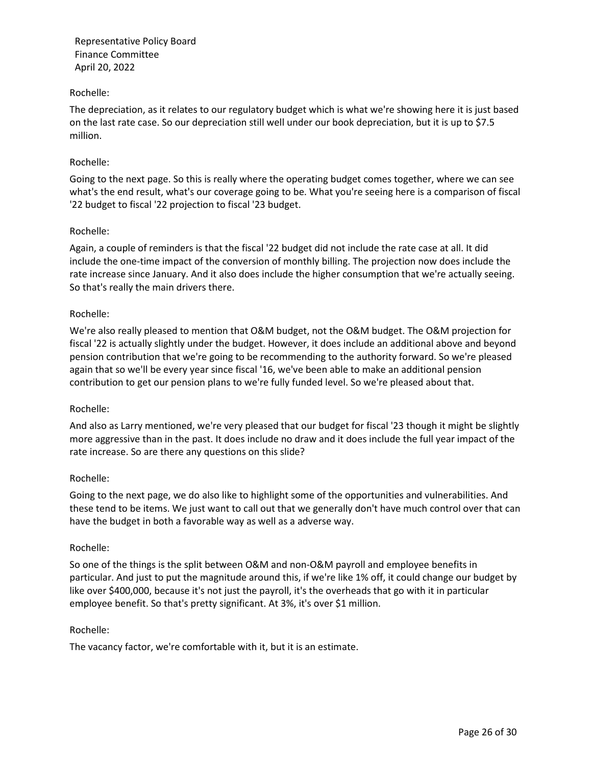Rochelle:

The depreciation, as it relates to our regulatory budget which is what we're showing here it is just based on the last rate case. So our depreciation still well under our book depreciation, but it is up to $7.5 million.

Rochelle:

Going to the next page. So this is really where the operating budget comes together, where we can see what's the end result, what's our coverage going to be. What you're seeing here is a comparison of fiscal '22 budget to fiscal '22 projection to fiscal '23 budget.

Rochelle:

Again, a couple of reminders is that the fiscal '22 budget did not include the rate case at all. It did include the one-time impact of the conversion of monthly billing. The projection now does include the rate increase since January. And it also does include the higher consumption that we're actually seeing. So that's really the main drivers there.

Rochelle:

We're also really pleased to mention that O&M budget, not the O&M budget. The O&M projection for fiscal '22 is actually slightly under the budget. However, it does include an additional above and beyond pension contribution that we're going to be recommending to the authority forward. So we're pleased again that so we'll be every year since fiscal '16, we've been able to make an additional pension contribution to get our pension plans to we're fully funded level. So we're pleased about that.

Rochelle:

And also as Larry mentioned, we're very pleased that our budget for fiscal '23 though it might be slightly more aggressive than in the past. It does include no draw and it does include the full year impact of the rate increase. So are there any questions on this slide?

Rochelle:

Going to the next page, we do also like to highlight some of the opportunities and vulnerabilities. And these tend to be items. We just want to call out that we generally don't have much control over that can have the budget in both a favorable way as well as a adverse way.

Rochelle:

So one of the things is the split between O&M and non-O&M payroll and employee benefits in particular. And just to put the magnitude around this, if we're like 1% off, it could change our budget by like over $400,000, because it's not just the payroll, it's the overheads that go with it in particular employee benefit. So that's pretty significant. At 3%, it's over $1 million.

Rochelle:

The vacancy factor, we're comfortable with it, but it is an estimate.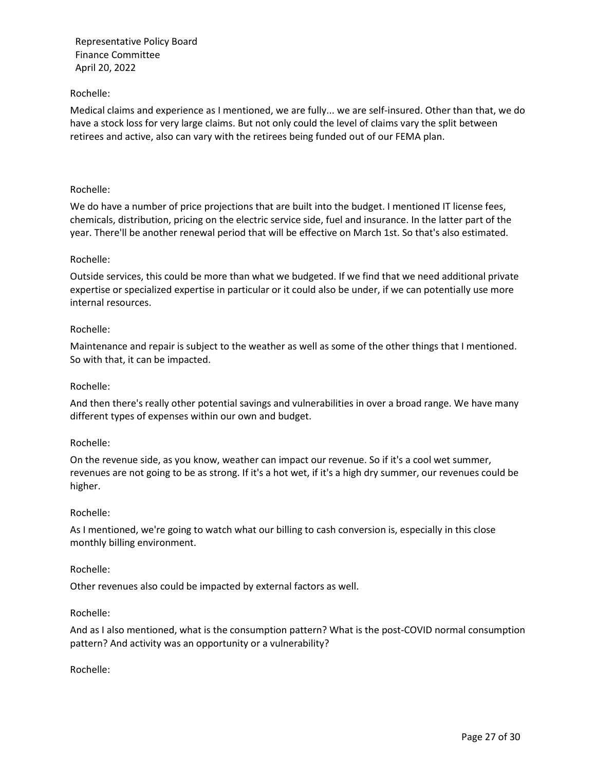Rochelle:

Medical claims and experience as I mentioned, we are fully... we are self-insured. Other than that, we do have a stock loss for very large claims. But not only could the level of claims vary the split between retirees and active, also can vary with the retirees being funded out of our FEMA plan.

Rochelle:

We do have a number of price projections that are built into the budget. I mentioned IT license fees, chemicals, distribution, pricing on the electric service side, fuel and insurance. In the latter part of the year. There'll be another renewal period that will be effective on March 1st. So that's also estimated.

Rochelle:

Outside services, this could be more than what we budgeted. If we find that we need additional private expertise or specialized expertise in particular or it could also be under, if we can potentially use more internal resources.

Rochelle:

Maintenance and repair is subject to the weather as well as some of the other things that I mentioned. So with that, it can be impacted.

Rochelle:

And then there's really other potential savings and vulnerabilities in over a broad range. We have many different types of expenses within our own and budget.

Rochelle:

On the revenue side, as you know, weather can impact our revenue. So if it's a cool wet summer, revenues are not going to be as strong. If it's a hot wet, if it's a high dry summer, our revenues could be higher.

Rochelle:

As I mentioned, we're going to watch what our billing to cash conversion is, especially in this close monthly billing environment.

Rochelle:

Other revenues also could be impacted by external factors as well.

Rochelle:

And as I also mentioned, what is the consumption pattern? What is the post-COVID normal consumption pattern? And activity was an opportunity or a vulnerability?

Rochelle: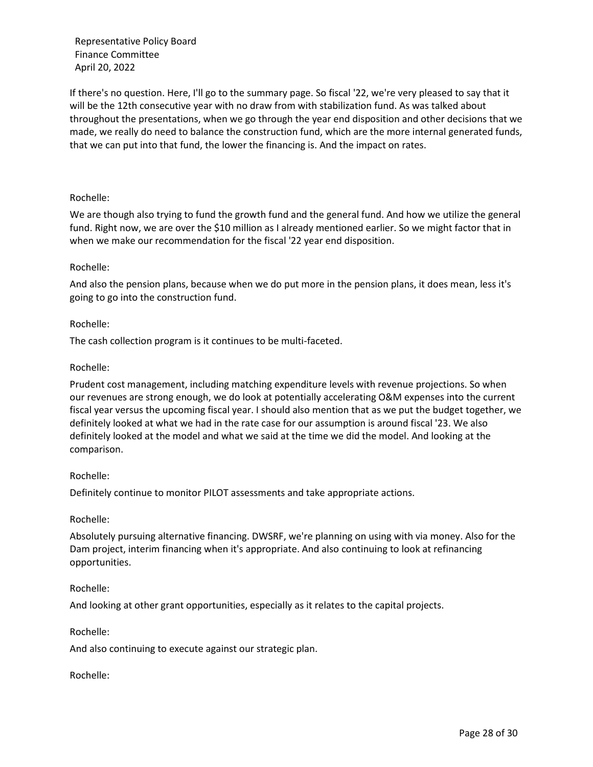If there's no question. Here, I'll go to the summary page. So fiscal '22, we're very pleased to say that it will be the 12th consecutive year with no draw from with stabilization fund. As was talked about throughout the presentations, when we go through the year end disposition and other decisions that we made, we really do need to balance the construction fund, which are the more internal generated funds, that we can put into that fund, the lower the financing is. And the impact on rates.

Rochelle:

We are though also trying to fund the growth fund and the general fund. And how we utilize the general fund. Right now, we are over the $10 million as I already mentioned earlier. So we might factor that in when we make our recommendation for the fiscal '22 year end disposition.

Rochelle:

And also the pension plans, because when we do put more in the pension plans, it does mean, less it's going to go into the construction fund.

Rochelle:

The cash collection program is it continues to be multi-faceted.

Rochelle:

Prudent cost management, including matching expenditure levels with revenue projections. So when our revenues are strong enough, we do look at potentially accelerating O&M expenses into the current fiscal year versus the upcoming fiscal year. I should also mention that as we put the budget together, we definitely looked at what we had in the rate case for our assumption is around fiscal '23. We also definitely looked at the model and what we said at the time we did the model. And looking at the comparison.

Rochelle:

Definitely continue to monitor PILOT assessments and take appropriate actions.

Rochelle:

Absolutely pursuing alternative financing. DWSRF, we're planning on using with via money. Also for the Dam project, interim financing when it's appropriate. And also continuing to look at refinancing opportunities.

Rochelle:

And looking at other grant opportunities, especially as it relates to the capital projects.

Rochelle:

And also continuing to execute against our strategic plan.

Rochelle: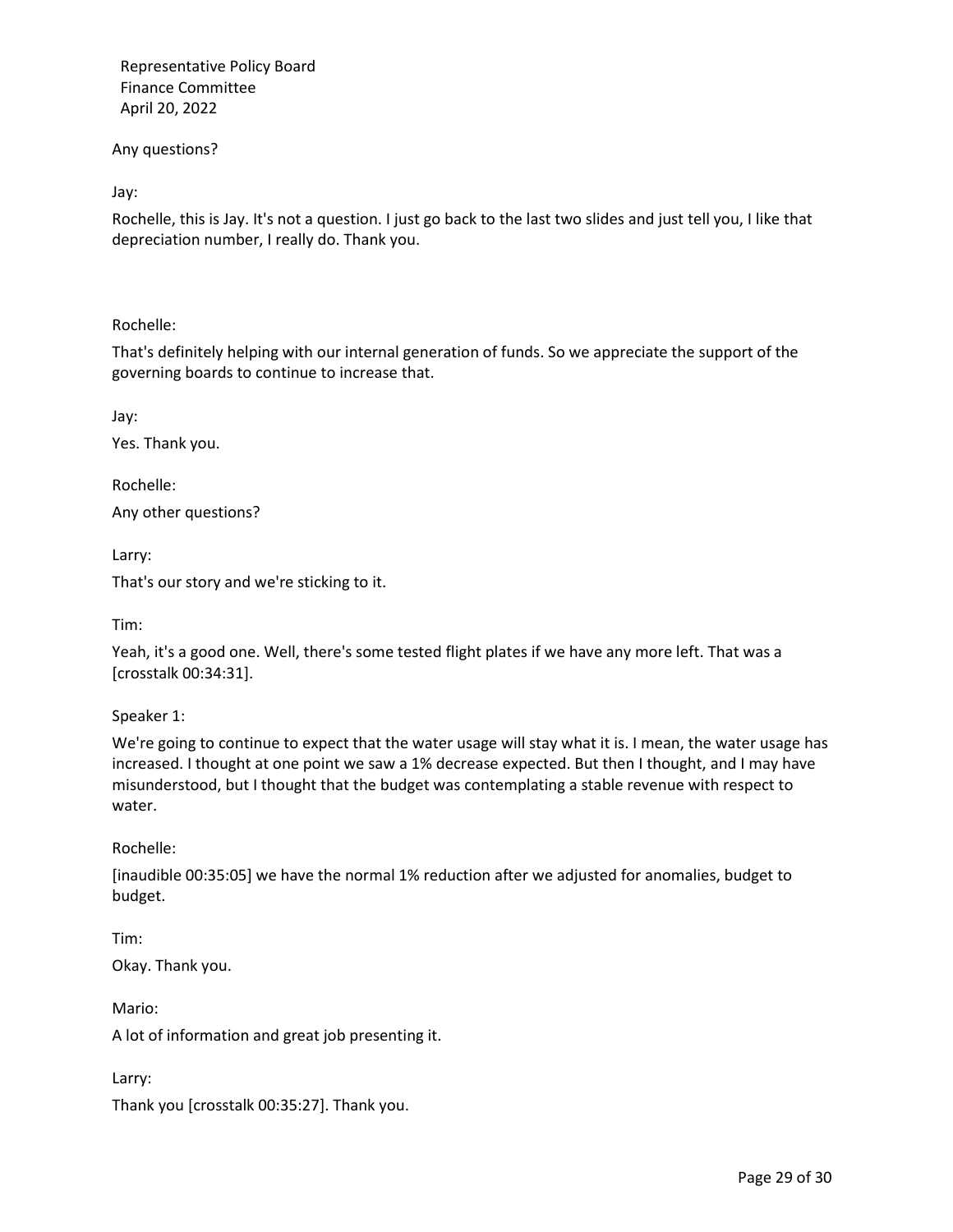Any questions?

Jay:

Rochelle, this is Jay. It's not a question. I just go back to the last two slides and just tell you, I like that depreciation number, I really do. Thank you.

Rochelle:

That's definitely helping with our internal generation of funds. So we appreciate the support of the governing boards to continue to increase that.

Jay:

Yes. Thank you.

Rochelle:

Any other questions?

Larry:

That's our story and we're sticking to it.

Tim:

Yeah, it's a good one. Well, there's some tested flight plates if we have any more left. That was a [crosstalk 00:34:31].

Speaker 1:

We're going to continue to expect that the water usage will stay what it is. I mean, the water usage has increased. I thought at one point we saw a 1% decrease expected. But then I thought, and I may have misunderstood, but I thought that the budget was contemplating a stable revenue with respect to water.

Rochelle:

[inaudible 00:35:05] we have the normal 1% reduction after we adjusted for anomalies, budget to budget.

Tim:

Okay. Thank you.

Mario:

A lot of information and great job presenting it.

Larry:

Thank you [crosstalk 00:35:27]. Thank you.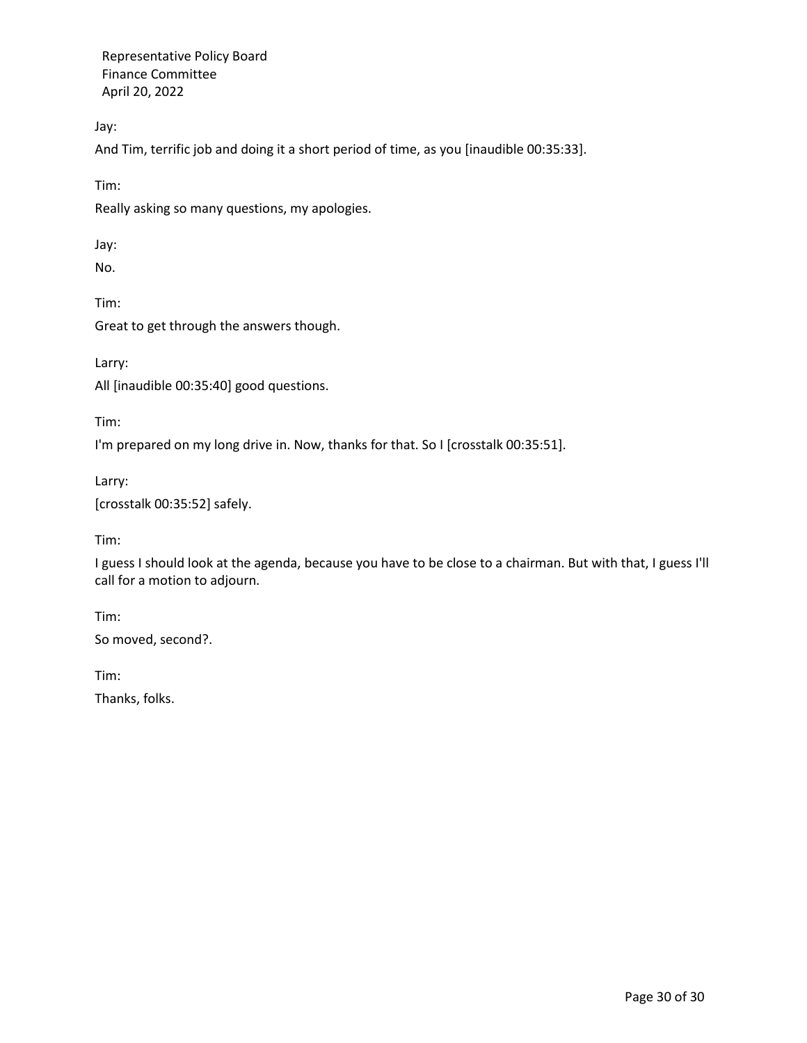Jay:

And Tim, terrific job and doing it a short period of time, as you [inaudible 00:35:33].

Tim:

Really asking so many questions, my apologies.

Jay:

No.

Tim:

Great to get through the answers though.

Larry:

All [inaudible 00:35:40] good questions.

Tim:

I'm prepared on my long drive in. Now, thanks for that. So I [crosstalk 00:35:51].

Larry:

[crosstalk 00:35:52] safely.

Tim:

I guess I should look at the agenda, because you have to be close to a chairman. But with that, I guess I'll call for a motion to adjourn.

Tim:

So moved, second?.

Tim:

Thanks, folks.